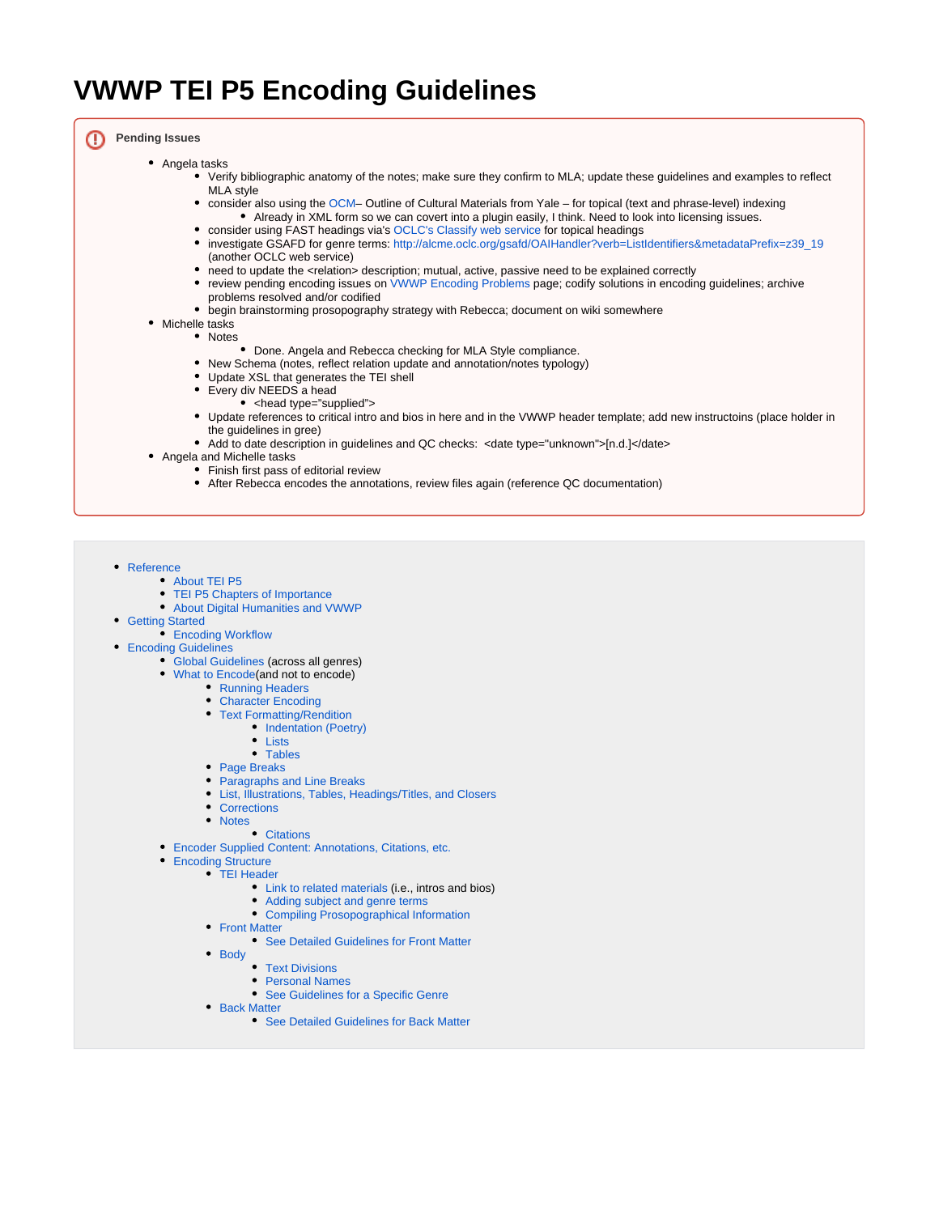# VWWP TEI P5 Encoding Guidelines

**Pending Issues**

- Angela tasks
  - Verify bibliographic anatomy of the notes; make sure they confirm to MLA; update these guidelines and examples to reflect MLA style
  - consider also using the OCM– Outline of Cultural Materials from Yale – for topical (text and phrase-level) indexing
    - Already in XML form so we can covert into a plugin easily, I think. Need to look into licensing issues.
  - consider using FAST headings via's OCLC's Classify web service for topical headings
  - investigate GSAFD for genre terms: http://alcme.oclc.org/gsafd/OAIHandler?verb=ListIdentifiers&metadataPrefix=z39_19 (another OCLC web service)
  - need to update the <relation> description; mutual, active, passive need to be explained correctly
  - review pending encoding issues on VWWP Encoding Problems page; codify solutions in encoding guidelines; archive problems resolved and/or codified
  - begin brainstorming prosopography strategy with Rebecca; document on wiki somewhere
- Michelle tasks
  - Notes
    - Done. Angela and Rebecca checking for MLA Style compliance.
  - New Schema (notes, reflect relation update and annotation/notes typology)
  - Update XSL that generates the TEI shell
  - Every div NEEDS a head
    - <head type="supplied">
  - Update references to critical intro and bios in here and in the VWWP header template; add new instructoins (place holder in the guidelines in gree)
  - Add to date description in guidelines and QC checks: <date type="unknown">[n.d.]</date>
- Angela and Michelle tasks
  - Finish first pass of editorial review
  - After Rebecca encodes the annotations, review files again (reference QC documentation)

---

- Reference
  - About TEI P5
  - TEI P5 Chapters of Importance
  - About Digital Humanities and VWWP
- Getting Started
  - Encoding Workflow
- Encoding Guidelines
  - Global Guidelines (across all genres)
  - What to Encode(and not to encode)
    - Running Headers
    - Character Encoding
    - Text Formatting/Rendition
      - Indentation (Poetry)
      - Lists
      - Tables
    - Page Breaks
    - Paragraphs and Line Breaks
    - List, Illustrations, Tables, Headings/Titles, and Closers
    - Corrections
    - Notes
      - Citations
  - Encoder Supplied Content: Annotations, Citations, etc.
  - Encoding Structure
    - TEI Header
      - Link to related materials (i.e., intros and bios)
      - Adding subject and genre terms
      - Compiling Prosopographical Information
    - Front Matter
      - See Detailed Guidelines for Front Matter
    - Body
      - Text Divisions
      - Personal Names
      - See Guidelines for a Specific Genre
    - Back Matter
      - See Detailed Guidelines for Back Matter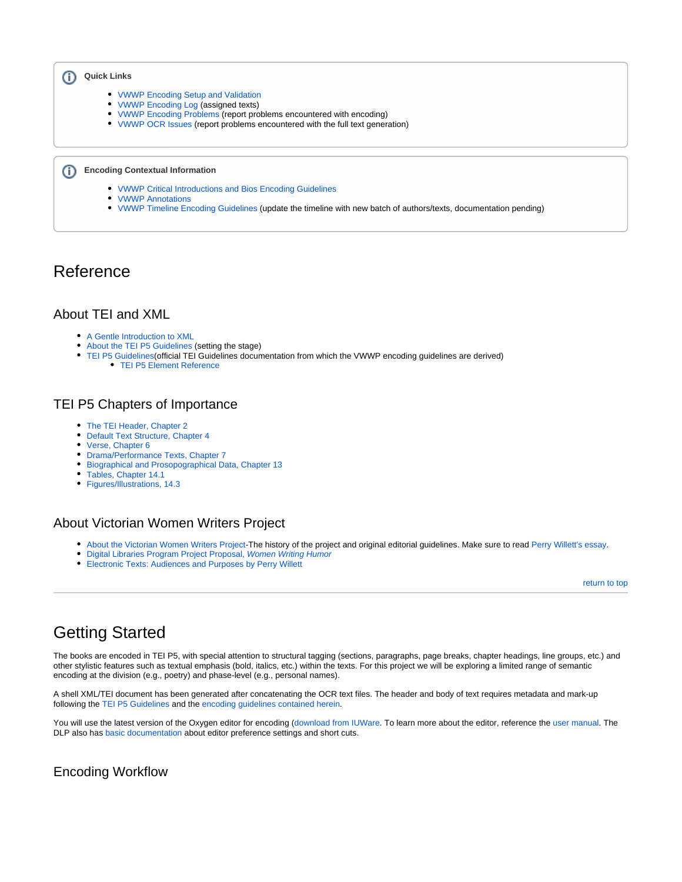**Quick Links**

- VWWP Encoding Setup and Validation
- VWWP Encoding Log (assigned texts)
- VWWP Encoding Problems (report problems encountered with encoding)
- VWWP OCR Issues (report problems encountered with the full text generation)

**Encoding Contextual Information**

- VWWP Critical Introductions and Bios Encoding Guidelines
- VWWP Annotations
- VWWP Timeline Encoding Guidelines (update the timeline with new batch of authors/texts, documentation pending)

# Reference

## About TEI and XML

- A Gentle Introduction to XML
- About the TEI P5 Guidelines (setting the stage)
- TEI P5 Guidelines(official TEI Guidelines documentation from which the VWWP encoding guidelines are derived)
  - TEI P5 Element Reference

## TEI P5 Chapters of Importance

- The TEI Header, Chapter 2
- Default Text Structure, Chapter 4
- Verse, Chapter 6
- Drama/Performance Texts, Chapter 7
- Biographical and Prosopographical Data, Chapter 13
- Tables, Chapter 14.1
- Figures/Illustrations, 14.3

## About Victorian Women Writers Project

- About the Victorian Women Writers Project-The history of the project and original editorial guidelines. Make sure to read Perry Willett's essay.
- Digital Libraries Program Project Proposal, *Women Writing Humor*
- Electronic Texts: Audiences and Purposes by Perry Willett

return to top

---

# Getting Started

The books are encoded in TEI P5, with special attention to structural tagging (sections, paragraphs, page breaks, chapter headings, line groups, etc.) and other stylistic features such as textual emphasis (bold, italics, etc.) within the texts. For this project we will be exploring a limited range of semantic encoding at the division (e.g., poetry) and phase-level (e.g., personal names).

A shell XML/TEI document has been generated after concatenating the OCR text files. The header and body of text requires metadata and mark-up following the TEI P5 Guidelines and the encoding guidelines contained herein.

You will use the latest version of the Oxygen editor for encoding (download from IUWare. To learn more about the editor, reference the user manual. The DLP also has basic documentation about editor preference settings and short cuts.

## Encoding Workflow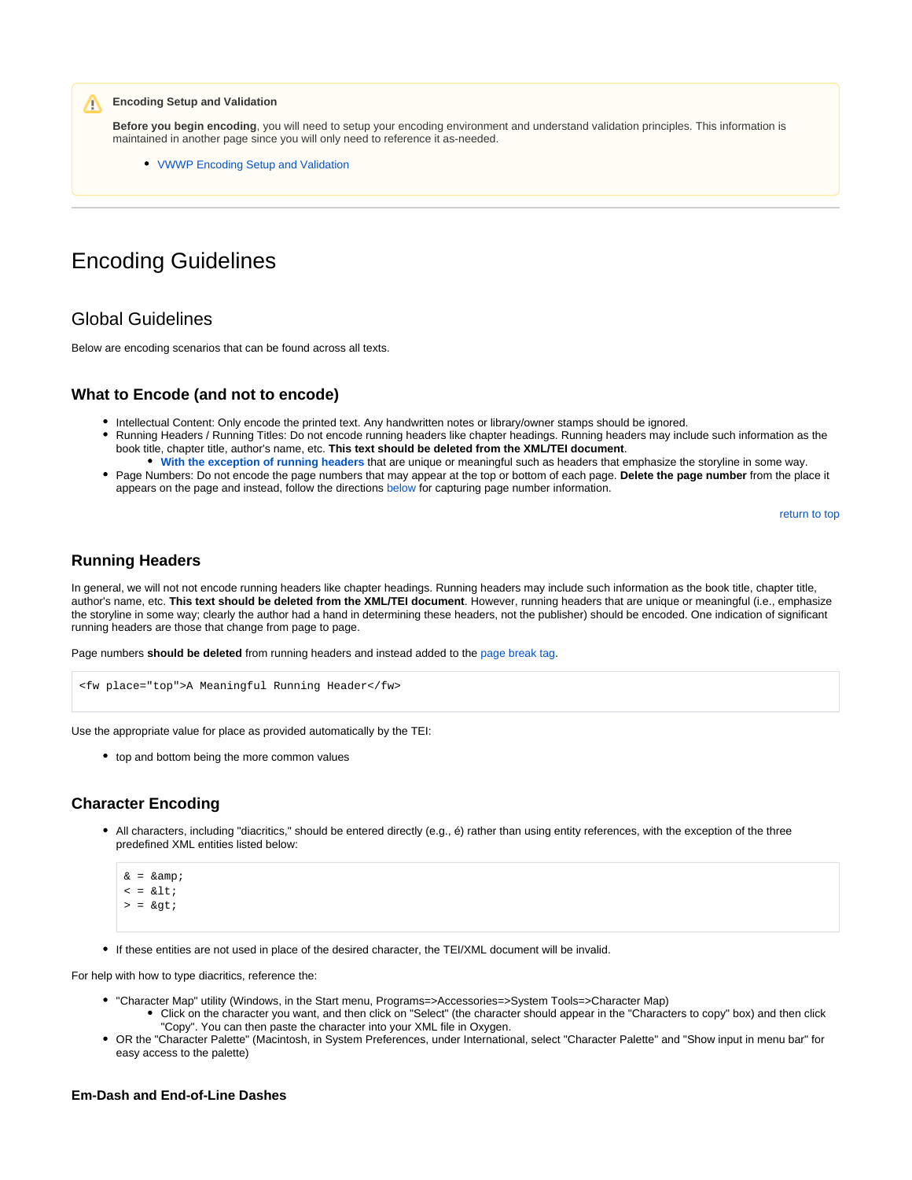**Encoding Setup and Validation**

**Before you begin encoding**, you will need to setup your encoding environment and understand validation principles. This information is maintained in another page since you will only need to reference it as-needed.

- VWWP Encoding Setup and Validation

---

# Encoding Guidelines

## Global Guidelines

Below are encoding scenarios that can be found across all texts.

### What to Encode (and not to encode)

- Intellectual Content: Only encode the printed text. Any handwritten notes or library/owner stamps should be ignored.
- Running Headers / Running Titles: Do not encode running headers like chapter headings. Running headers may include such information as the book title, chapter title, author's name, etc. **This text should be deleted from the XML/TEI document**.
  - **With the exception of running headers** that are unique or meaningful such as headers that emphasize the storyline in some way.
- Page Numbers: Do not encode the page numbers that may appear at the top or bottom of each page. **Delete the page number** from the place it appears on the page and instead, follow the directions below for capturing page number information.

return to top

### Running Headers

In general, we will not not encode running headers like chapter headings. Running headers may include such information as the book title, chapter title, author's name, etc. **This text should be deleted from the XML/TEI document**. However, running headers that are unique or meaningful (i.e., emphasize the storyline in some way; clearly the author had a hand in determining these headers, not the publisher) should be encoded. One indication of significant running headers are those that change from page to page.

Page numbers **should be deleted** from running headers and instead added to the page break tag.

```
<fw place="top">A Meaningful Running Header</fw>
```

Use the appropriate value for place as provided automatically by the TEI:

- top and bottom being the more common values

### Character Encoding

- All characters, including "diacritics," should be entered directly (e.g., é) rather than using entity references, with the exception of the three predefined XML entities listed below:

  ```
  & = &amp;
  < = &lt;
  > = &gt;
  ```

- If these entities are not used in place of the desired character, the TEI/XML document will be invalid.

For help with how to type diacritics, reference the:

- "Character Map" utility (Windows, in the Start menu, Programs=>Accessories=>System Tools=>Character Map)
  - Click on the character you want, and then click on "Select" (the character should appear in the "Characters to copy" box) and then click "Copy". You can then paste the character into your XML file in Oxygen.
- OR the "Character Palette" (Macintosh, in System Preferences, under International, select "Character Palette" and "Show input in menu bar" for easy access to the palette)

#### Em-Dash and End-of-Line Dashes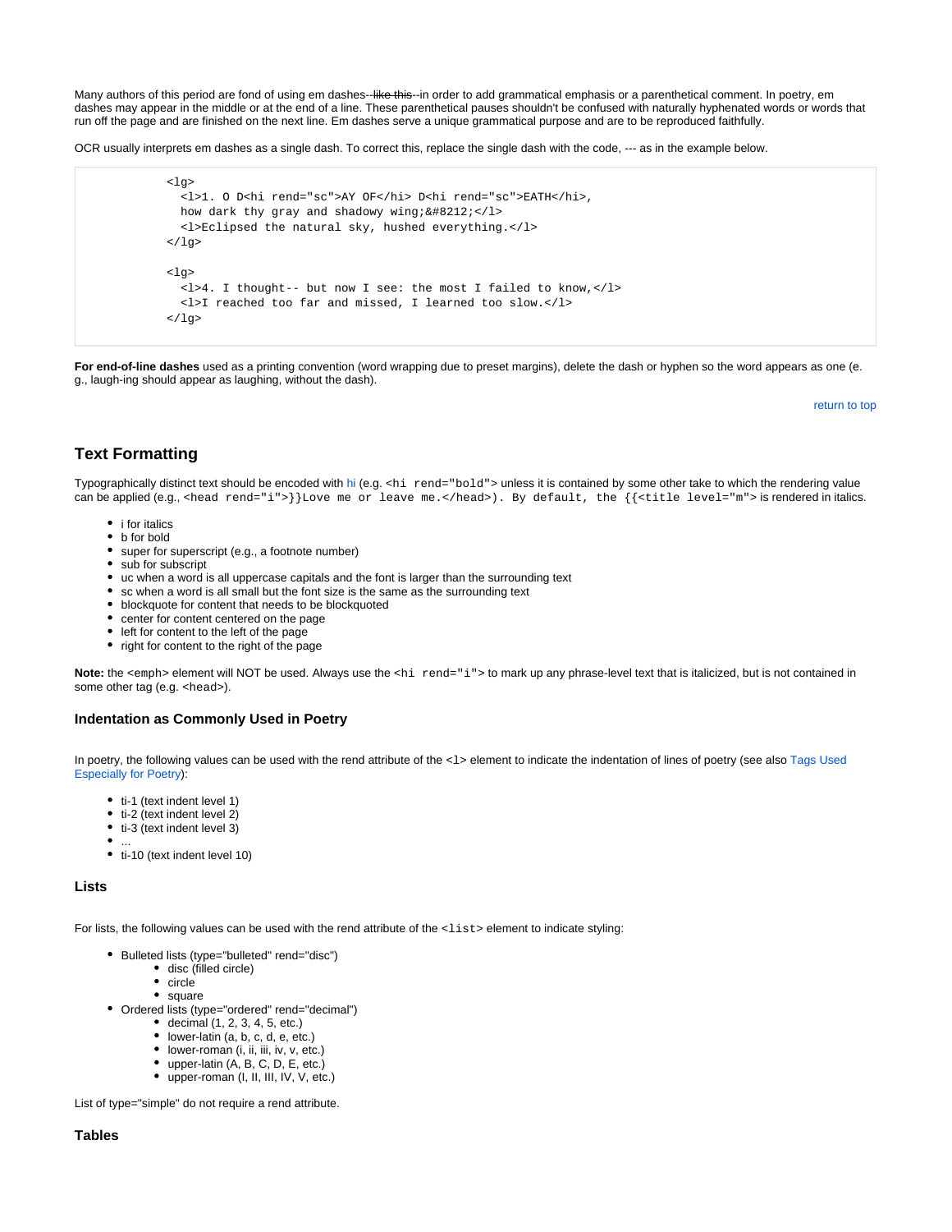Many authors of this period are fond of using em dashes--~~like this~~--in order to add grammatical emphasis or a parenthetical comment. In poetry, em dashes may appear in the middle or at the end of a line. These parenthetical pauses shouldn't be confused with naturally hyphenated words or words that run off the page and are finished on the next line. Em dashes serve a unique grammatical purpose and are to be reproduced faithfully.

OCR usually interprets em dashes as a single dash. To correct this, replace the single dash with the code, --- as in the example below.

```
<lg>
  <l>1. O D<hi rend="sc">AY OF</hi> D<hi rend="sc">EATH</hi>,
  how dark thy gray and shadowy wing;&#8212;</l>
  <l>Eclipsed the natural sky, hushed everything.</l>
</lg>

<lg>
  <l>4. I thought-- but now I see: the most I failed to know,</l>
  <l>I reached too far and missed, I learned too slow.</l>
</lg>
```

**For end-of-line dashes** used as a printing convention (word wrapping due to preset margins), delete the dash or hyphen so the word appears as one (e.g., laugh-ing should appear as laughing, without the dash).

return to top

## Text Formatting

Typographically distinct text should be encoded with hi (e.g. `<hi rend="bold">` unless it is contained by some other take to which the rendering value can be applied (e.g., `<head rend="i">}}Love me or leave me.</head>). By default, the {{<title level="m">` is rendered in italics.

- i for italics
- b for bold
- super for superscript (e.g., a footnote number)
- sub for subscript
- uc when a word is all uppercase capitals and the font is larger than the surrounding text
- sc when a word is all small but the font size is the same as the surrounding text
- blockquote for content that needs to be blockquoted
- center for content centered on the page
- left for content to the left of the page
- right for content to the right of the page

**Note:** the `<emph>` element will NOT be used. Always use the `<hi rend="i">` to mark up any phrase-level text that is italicized, but is not contained in some other tag (e.g. `<head>`).

### Indentation as Commonly Used in Poetry

In poetry, the following values can be used with the rend attribute of the `<l>` element to indicate the indentation of lines of poetry (see also Tags Used Especially for Poetry):

- ti-1 (text indent level 1)
- ti-2 (text indent level 2)
- ti-3 (text indent level 3)
- ...
- ti-10 (text indent level 10)

### Lists

For lists, the following values can be used with the rend attribute of the `<list>` element to indicate styling:

- Bulleted lists (type="bulleted" rend="disc")
  - disc (filled circle)
  - circle
  - square
- Ordered lists (type="ordered" rend="decimal")
  - decimal (1, 2, 3, 4, 5, etc.)
  - lower-latin (a, b, c, d, e, etc.)
  - lower-roman (i, ii, iii, iv, v, etc.)
  - upper-latin (A, B, C, D, E, etc.)
  - upper-roman (I, II, III, IV, V, etc.)

List of type="simple" do not require a rend attribute.

### Tables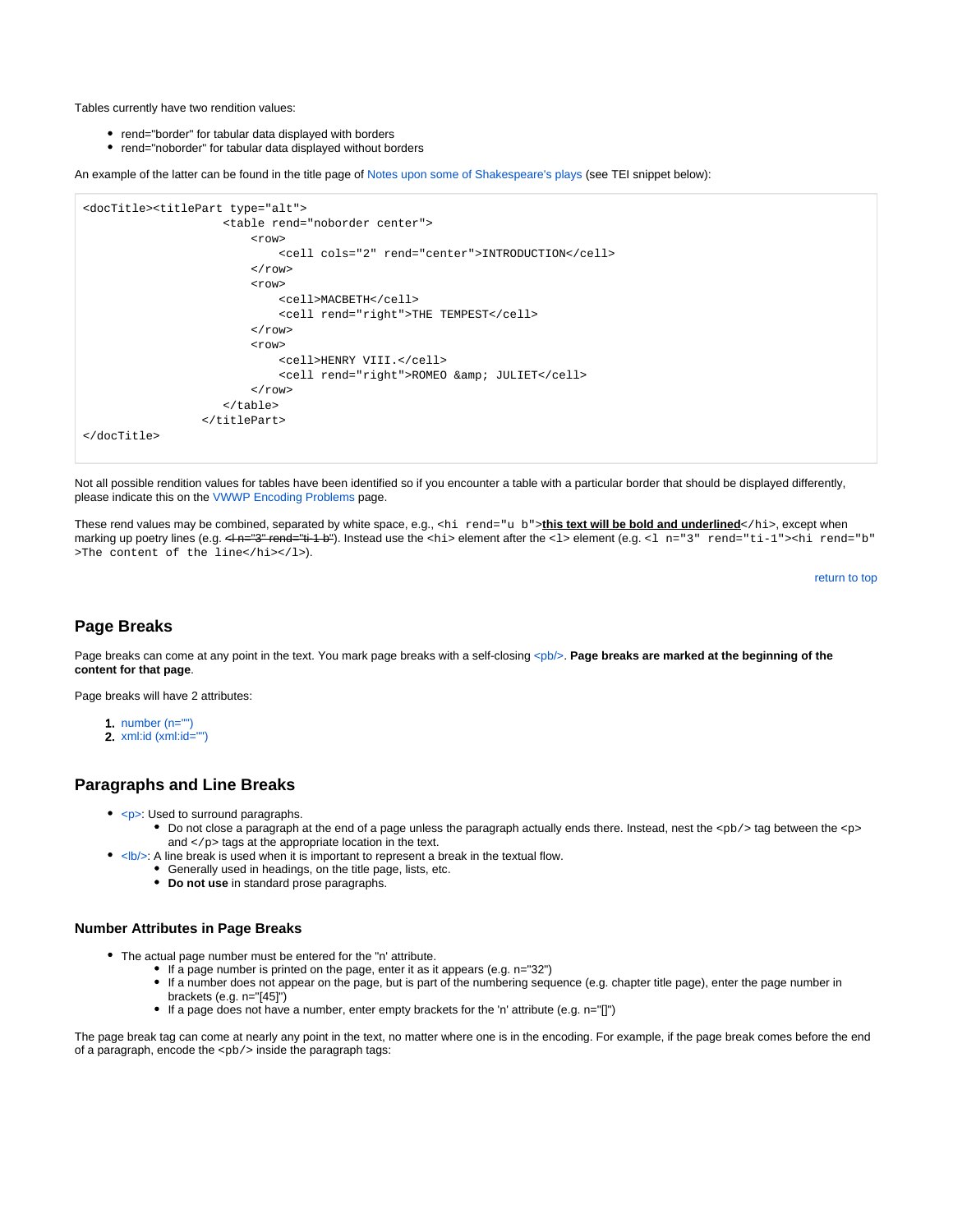Tables currently have two rendition values:

- rend="border" for tabular data displayed with borders
- rend="noborder" for tabular data displayed without borders

An example of the latter can be found in the title page of Notes upon some of Shakespeare's plays (see TEI snippet below):

```
<docTitle><titlePart type="alt">
                    <table rend="noborder center">
                        <row>
                            <cell cols="2" rend="center">INTRODUCTION</cell>
                        </row>
                        <row>
                            <cell>MACBETH</cell>
                            <cell rend="right">THE TEMPEST</cell>
                        </row>
                        <row>
                            <cell>HENRY VIII.</cell>
                            <cell rend="right">ROMEO &amp; JULIET</cell>
                        </row>
                    </table>
                 </titlePart>
</docTitle>
```

Not all possible rendition values for tables have been identified so if you encounter a table with a particular border that should be displayed differently, please indicate this on the VWWP Encoding Problems page.

These rend values may be combined, separated by white space, e.g., `<hi rend="u b">`**<u>this text will be bold and underlined</u>**`</hi>`, except when marking up poetry lines (e.g. ~~<l n="3" rend="ti-1 b"~~). Instead use the `<hi>` element after the `<l>` element (e.g. `<l n="3" rend="ti-1"><hi rend="b">The content of the line</hi></l>`).

return to top

## Page Breaks

Page breaks can come at any point in the text. You mark page breaks with a self-closing <pb/>. **Page breaks are marked at the beginning of the content for that page**.

Page breaks will have 2 attributes:

1. number (n="")
2. xml:id (xml:id="")

## Paragraphs and Line Breaks

- <p>: Used to surround paragraphs.
  - Do not close a paragraph at the end of a page unless the paragraph actually ends there. Instead, nest the `<pb/>` tag between the `<p>` and `</p>` tags at the appropriate location in the text.
- <lb/>: A line break is used when it is important to represent a break in the textual flow.
  - Generally used in headings, on the title page, lists, etc.
  - **Do not use** in standard prose paragraphs.

### Number Attributes in Page Breaks

- The actual page number must be entered for the "n' attribute.
  - If a page number is printed on the page, enter it as it appears (e.g. n="32")
  - If a number does not appear on the page, but is part of the numbering sequence (e.g. chapter title page), enter the page number in brackets (e.g. n="[45]")
  - If a page does not have a number, enter empty brackets for the 'n' attribute (e.g. n="[]")

The page break tag can come at nearly any point in the text, no matter where one is in the encoding. For example, if the page break comes before the end of a paragraph, encode the `<pb/>` inside the paragraph tags: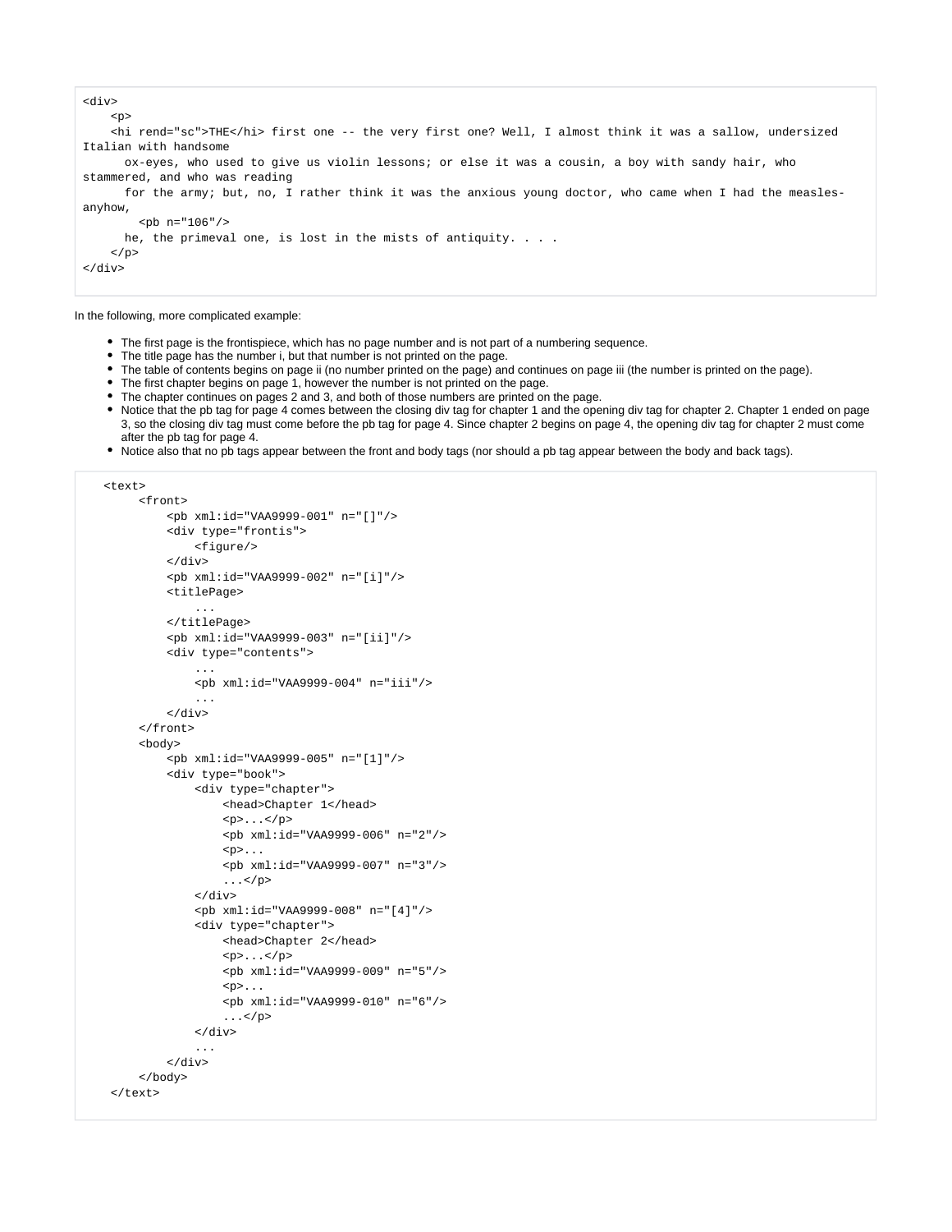```
<div>
    <p>
    <hi rend="sc">THE</hi> first one -- the very first one? Well, I almost think it was a sallow, undersized Italian with handsome
      ox-eyes, who used to give us violin lessons; or else it was a cousin, a boy with sandy hair, who stammered, and who was reading
      for the army; but, no, I rather think it was the anxious young doctor, who came when I had the measles-anyhow,
        <pb n="106"/>
      he, the primeval one, is lost in the mists of antiquity. . . .
    </p>
</div>
```

In the following, more complicated example:

- The first page is the frontispiece, which has no page number and is not part of a numbering sequence.
- The title page has the number i, but that number is not printed on the page.
- The table of contents begins on page ii (no number printed on the page) and continues on page iii (the number is printed on the page).
- The first chapter begins on page 1, however the number is not printed on the page.
- The chapter continues on pages 2 and 3, and both of those numbers are printed on the page.
- Notice that the pb tag for page 4 comes between the closing div tag for chapter 1 and the opening div tag for chapter 2. Chapter 1 ended on page 3, so the closing div tag must come before the pb tag for page 4. Since chapter 2 begins on page 4, the opening div tag for chapter 2 must come after the pb tag for page 4.
- Notice also that no pb tags appear between the front and body tags (nor should a pb tag appear between the body and back tags).

```
   <text>
        <front>
            <pb xml:id="VAA9999-001" n="[]"/>
            <div type="frontis">
                <figure/>
            </div>
            <pb xml:id="VAA9999-002" n="[i]"/>
            <titlePage>
                ...
            </titlePage>
            <pb xml:id="VAA9999-003" n="[ii]"/>
            <div type="contents">
                ...
                <pb xml:id="VAA9999-004" n="iii"/>
                ...
            </div>
        </front>
        <body>
            <pb xml:id="VAA9999-005" n="[1]"/>
            <div type="book">
                <div type="chapter">
                    <head>Chapter 1</head>
                    <p>...</p>
                    <pb xml:id="VAA9999-006" n="2"/>
                    <p>...
                    <pb xml:id="VAA9999-007" n="3"/>
                    ...</p>
                </div>
                <pb xml:id="VAA9999-008" n="[4]"/>
                <div type="chapter">
                    <head>Chapter 2</head>
                    <p>...</p>
                    <pb xml:id="VAA9999-009" n="5"/>
                    <p>...
                    <pb xml:id="VAA9999-010" n="6"/>
                    ...</p>
                </div>
                ...
            </div>
        </body>
    </text>
```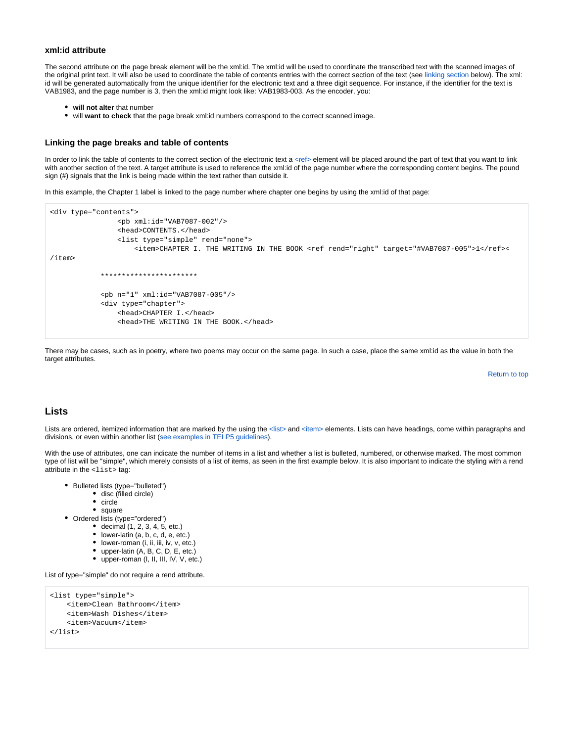### xml:id attribute

The second attribute on the page break element will be the xml:id. The xml:id will be used to coordinate the transcribed text with the scanned images of the original print text. It will also be used to coordinate the table of contents entries with the correct section of the text (see linking section below). The xml:id will be generated automatically from the unique identifier for the electronic text and a three digit sequence. For instance, if the identifier for the text is VAB1983, and the page number is 3, then the xml:id might look like: VAB1983-003. As the encoder, you:

- **will not alter** that number
- will **want to check** that the page break xml:id numbers correspond to the correct scanned image.

### Linking the page breaks and table of contents

In order to link the table of contents to the correct section of the electronic text a <ref> element will be placed around the part of text that you want to link with another section of the text. A target attribute is used to reference the xml:id of the page number where the corresponding content begins. The pound sign (#) signals that the link is being made within the text rather than outside it.

In this example, the Chapter 1 label is linked to the page number where chapter one begins by using the xml:id of that page:

```
<div type="contents">
                <pb xml:id="VAB7087-002"/>
                <head>CONTENTS.</head>
                <list type="simple" rend="none">
                    <item>CHAPTER I. THE WRITING IN THE BOOK <ref rend="right" target="#VAB7087-005">1</ref><
/item>

            ***********************

            <pb n="1" xml:id="VAB7087-005"/>
            <div type="chapter">
                <head>CHAPTER I.</head>
                <head>THE WRITING IN THE BOOK.</head>
```

There may be cases, such as in poetry, where two poems may occur on the same page. In such a case, place the same xml:id as the value in both the target attributes.

Return to top

## Lists

Lists are ordered, itemized information that are marked by the using the <list> and <item> elements. Lists can have headings, come within paragraphs and divisions, or even within another list (see examples in TEI P5 guidelines).

With the use of attributes, one can indicate the number of items in a list and whether a list is bulleted, numbered, or otherwise marked. The most common type of list will be "simple", which merely consists of a list of items, as seen in the first example below. It is also important to indicate the styling with a rend attribute in the `<list>` tag:

- Bulleted lists (type="bulleted")
  - disc (filled circle)
  - circle
  - square
- Ordered lists (type="ordered")
  - decimal (1, 2, 3, 4, 5, etc.)
  - lower-latin (a, b, c, d, e, etc.)
  - lower-roman (i, ii, iii, iv, v, etc.)
  - upper-latin (A, B, C, D, E, etc.)
  - upper-roman (I, II, III, IV, V, etc.)

List of type="simple" do not require a rend attribute.

```
<list type="simple">
    <item>Clean Bathroom</item>
    <item>Wash Dishes</item>
    <item>Vacuum</item>
</list>
```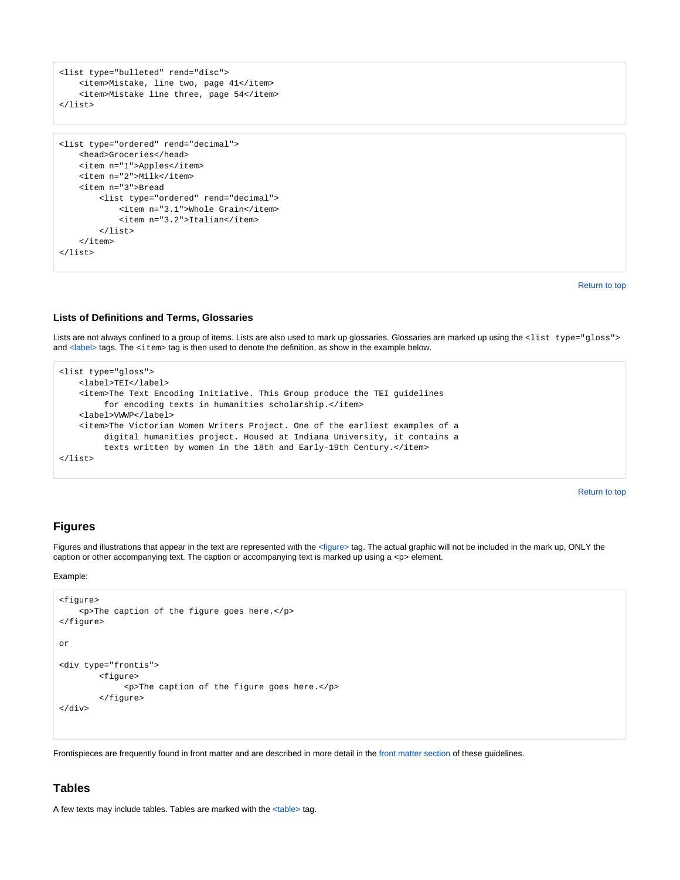```
<list type="bulleted" rend="disc">
    <item>Mistake, line two, page 41</item>
    <item>Mistake line three, page 54</item>
</list>
```

```
<list type="ordered" rend="decimal">
    <head>Groceries</head>
    <item n="1">Apples</item>
    <item n="2">Milk</item>
    <item n="3">Bread
        <list type="ordered" rend="decimal">
            <item n="3.1">Whole Grain</item>
            <item n="3.2">Italian</item>
        </list>
    </item>
</list>
```

Return to top

### Lists of Definitions and Terms, Glossaries

Lists are not always confined to a group of items. Lists are also used to mark up glossaries. Glossaries are marked up using the `<list type="gloss">` and <label> tags. The `<item>` tag is then used to denote the definition, as show in the example below.

```
<list type="gloss">
    <label>TEI</label>
    <item>The Text Encoding Initiative. This Group produce the TEI guidelines
         for encoding texts in humanities scholarship.</item>
    <label>VWWP</label>
    <item>The Victorian Women Writers Project. One of the earliest examples of a
         digital humanities project. Housed at Indiana University, it contains a
         texts written by women in the 18th and Early-19th Century.</item>
</list>
```

Return to top

## Figures

Figures and illustrations that appear in the text are represented with the <figure> tag. The actual graphic will not be included in the mark up, ONLY the caption or other accompanying text. The caption or accompanying text is marked up using a <p> element.

Example:

```
<figure>
    <p>The caption of the figure goes here.</p>
</figure>

or

<div type="frontis">
        <figure>
             <p>The caption of the figure goes here.</p>
        </figure>
</div>
```

Frontispieces are frequently found in front matter and are described in more detail in the front matter section of these guidelines.

## Tables

A few texts may include tables. Tables are marked with the <table> tag.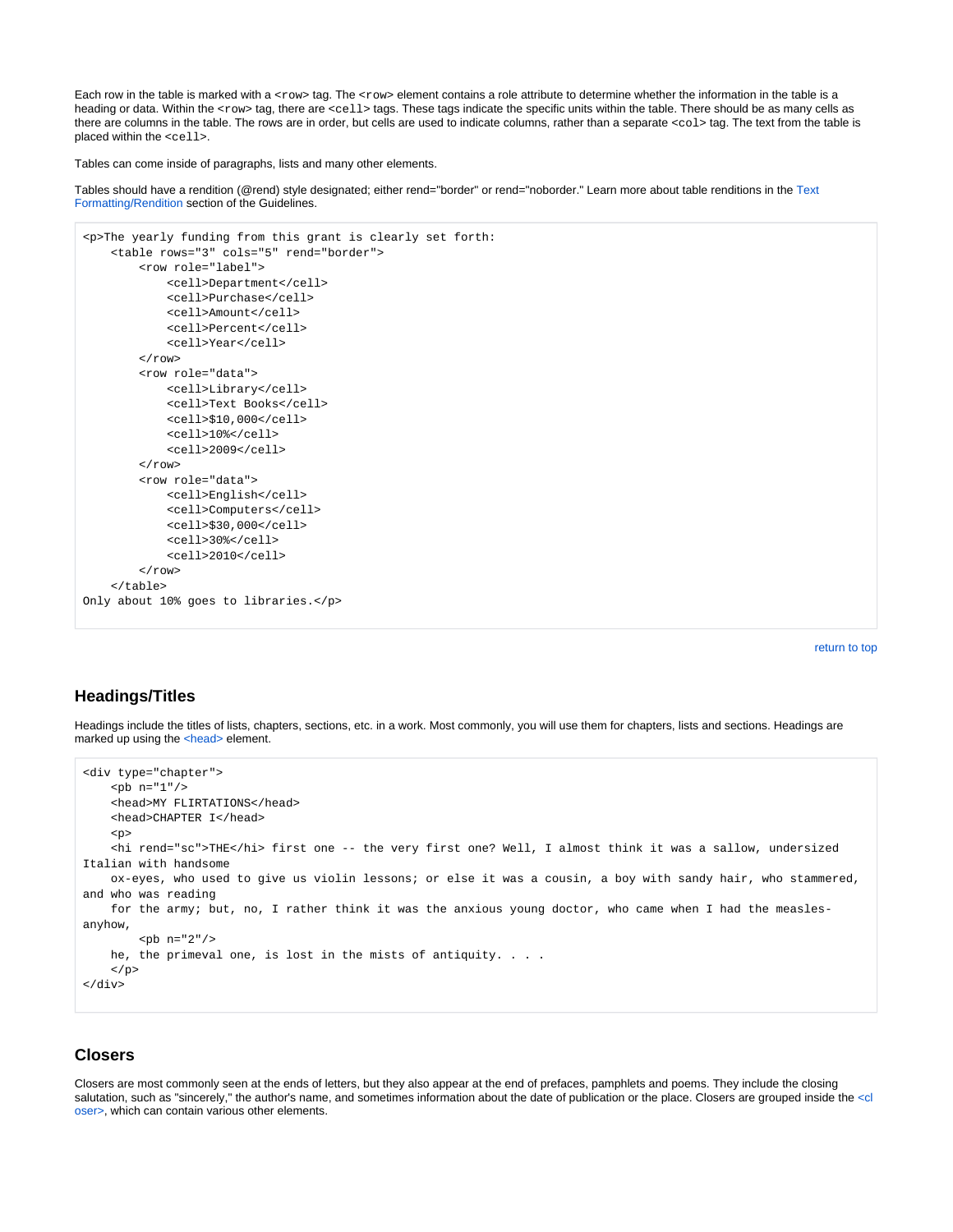Each row in the table is marked with a `<row>` tag. The `<row>` element contains a role attribute to determine whether the information in the table is a heading or data. Within the `<row>` tag, there are `<cell>` tags. These tags indicate the specific units within the table. There should be as many cells as there are columns in the table. The rows are in order, but cells are used to indicate columns, rather than a separate `<col>` tag. The text from the table is placed within the `<cell>`.

Tables can come inside of paragraphs, lists and many other elements.

Tables should have a rendition (@rend) style designated; either rend="border" or rend="noborder." Learn more about table renditions in the Text Formatting/Rendition section of the Guidelines.

```
<p>The yearly funding from this grant is clearly set forth:
    <table rows="3" cols="5" rend="border">
        <row role="label">
            <cell>Department</cell>
            <cell>Purchase</cell>
            <cell>Amount</cell>
            <cell>Percent</cell>
            <cell>Year</cell>
        </row>
        <row role="data">
            <cell>Library</cell>
            <cell>Text Books</cell>
            <cell>$10,000</cell>
            <cell>10%</cell>
            <cell>2009</cell>
        </row>
        <row role="data">
            <cell>English</cell>
            <cell>Computers</cell>
            <cell>$30,000</cell>
            <cell>30%</cell>
            <cell>2010</cell>
        </row>
    </table>
Only about 10% goes to libraries.</p>
```

return to top

## Headings/Titles

Headings include the titles of lists, chapters, sections, etc. in a work. Most commonly, you will use them for chapters, lists and sections. Headings are marked up using the <head> element.

```
<div type="chapter">
    <pb n="1"/>
    <head>MY FLIRTATIONS</head>
    <head>CHAPTER I</head>
    <p>
    <hi rend="sc">THE</hi> first one -- the very first one? Well, I almost think it was a sallow, undersized Italian with handsome
    ox-eyes, who used to give us violin lessons; or else it was a cousin, a boy with sandy hair, who stammered, and who was reading
    for the army; but, no, I rather think it was the anxious young doctor, who came when I had the measles-anyhow,
        <pb n="2"/>
    he, the primeval one, is lost in the mists of antiquity. . . .
    </p>
</div>
```

## Closers

Closers are most commonly seen at the ends of letters, but they also appear at the end of prefaces, pamphlets and poems. They include the closing salutation, such as "sincerely," the author's name, and sometimes information about the date of publication or the place. Closers are grouped inside the <closer>, which can contain various other elements.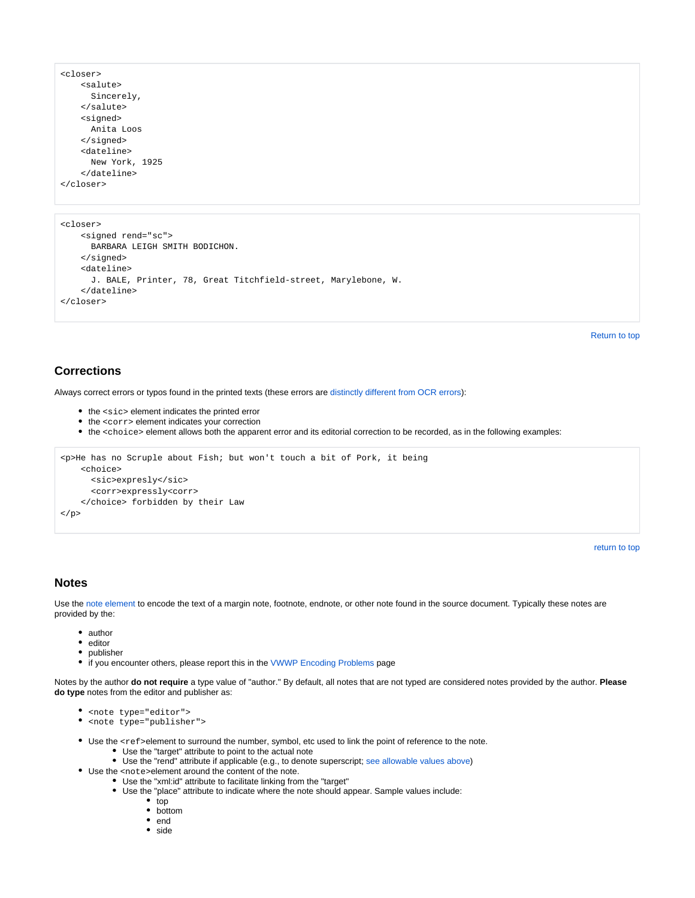```
<closer>
    <salute>
      Sincerely,
    </salute>
    <signed>
      Anita Loos
    </signed>
    <dateline>
      New York, 1925
    </dateline>
</closer>
```

```
<closer>
    <signed rend="sc">
      BARBARA LEIGH SMITH BODICHON.
    </signed>
    <dateline>
      J. BALE, Printer, 78, Great Titchfield-street, Marylebone, W.
    </dateline>
</closer>
```

Return to top

## Corrections

Always correct errors or typos found in the printed texts (these errors are distinctly different from OCR errors):

- the `<sic>` element indicates the printed error
- the `<corr>` element indicates your correction
- the `<choice>` element allows both the apparent error and its editorial correction to be recorded, as in the following examples:

```
<p>He has no Scruple about Fish; but won't touch a bit of Pork, it being
    <choice>
      <sic>expresly</sic>
      <corr>expressly<corr>
    </choice> forbidden by their Law
</p>
```

return to top

## Notes

Use the note element to encode the text of a margin note, footnote, endnote, or other note found in the source document. Typically these notes are provided by the:

- author
- editor
- publisher
- if you encounter others, please report this in the VWWP Encoding Problems page

Notes by the author **do not require** a type value of "author." By default, all notes that are not typed are considered notes provided by the author. **Please do type** notes from the editor and publisher as:

- `<note type="editor">`
- `<note type="publisher">`

- Use the `<ref>`element to surround the number, symbol, etc used to link the point of reference to the note.
  - Use the "target" attribute to point to the actual note
  - Use the "rend" attribute if applicable (e.g., to denote superscript; see allowable values above)
- Use the `<note>`element around the content of the note.
  - Use the "xml:id" attribute to facilitate linking from the "target"
  - Use the "place" attribute to indicate where the note should appear. Sample values include:
    - top
    - bottom
    - end
    - side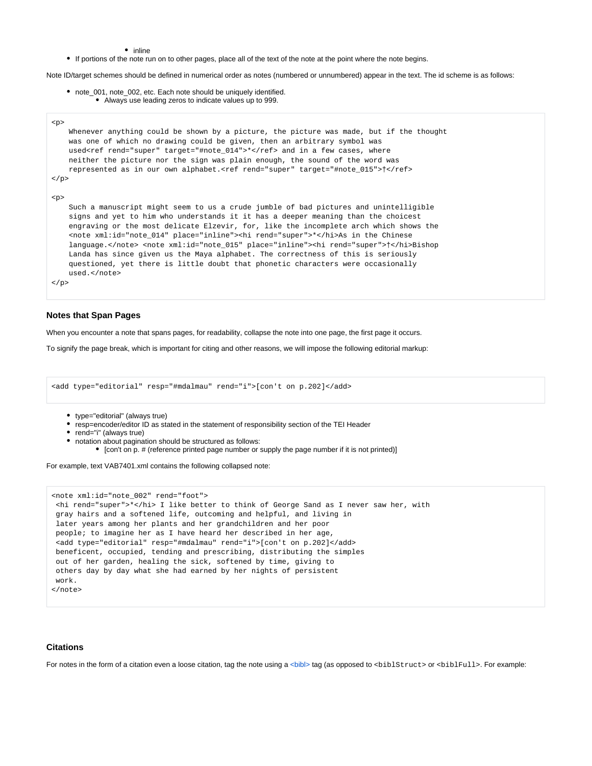- inline
- If portions of the note run on to other pages, place all of the text of the note at the point where the note begins.

Note ID/target schemes should be defined in numerical order as notes (numbered or unnumbered) appear in the text. The id scheme is as follows:

- note_001, note_002, etc. Each note should be uniquely identified.
    - Always use leading zeros to indicate values up to 999.

```
<p>
    Whenever anything could be shown by a picture, the picture was made, but if the thought
    was one of which no drawing could be given, then an arbitrary symbol was
    used<ref rend="super" target="#note_014">*</ref> and in a few cases, where
    neither the picture nor the sign was plain enough, the sound of the word was
    represented as in our own alphabet.<ref rend="super" target="#note_015">†</ref>
</p>

<p>
    Such a manuscript might seem to us a crude jumble of bad pictures and unintelligible
    signs and yet to him who understands it it has a deeper meaning than the choicest
    engraving or the most delicate Elzevir, for, like the incomplete arch which shows the
    <note xml:id="note_014" place="inline"><hi rend="super">*</hi>As in the Chinese
    language.</note> <note xml:id="note_015" place="inline"><hi rend="super">†</hi>Bishop
    Landa has since given us the Maya alphabet. The correctness of this is seriously
    questioned, yet there is little doubt that phonetic characters were occasionally
    used.</note>
</p>
```

### Notes that Span Pages

When you encounter a note that spans pages, for readability, collapse the note into one page, the first page it occurs.

To signify the page break, which is important for citing and other reasons, we will impose the following editorial markup:

```
<add type="editorial" resp="#mdalmau" rend="i">[con't on p.202]</add>
```

- type="editorial" (always true)
- resp=encoder/editor ID as stated in the statement of responsibility section of the TEI Header
- rend="i" (always true)
- notation about pagination should be structured as follows:
    - [con't on p. # (reference printed page number or supply the page number if it is not printed)]

For example, text VAB7401.xml contains the following collapsed note:

```
<note xml:id="note_002" rend="foot">
 <hi rend="super">*</hi> I like better to think of George Sand as I never saw her, with
 gray hairs and a softened life, outcoming and helpful, and living in
 later years among her plants and her grandchildren and her poor
 people; to imagine her as I have heard her described in her age,
 <add type="editorial" resp="#mdalmau" rend="i">[con't on p.202]</add>
 beneficent, occupied, tending and prescribing, distributing the simples
 out of her garden, healing the sick, softened by time, giving to
 others day by day what she had earned by her nights of persistent
 work.
</note>
```

### Citations

For notes in the form of a citation even a loose citation, tag the note using a <bibl> tag (as opposed to `<biblStruct>` or `<biblFull>`. For example: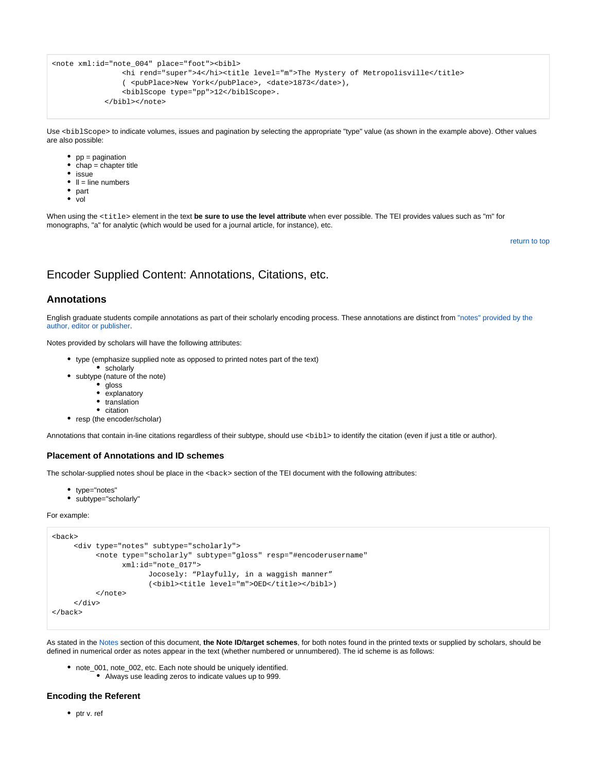```
<note xml:id="note_004" place="foot"><bibl>
                <hi rend="super">4</hi><title level="m">The Mystery of Metropolisville</title>
                ( <pubPlace>New York</pubPlace>, <date>1873</date>),
                <biblScope type="pp">12</biblScope>.
            </bibl></note>
```

Use `<biblScope>` to indicate volumes, issues and pagination by selecting the appropriate "type" value (as shown in the example above). Other values are also possible:

- pp = pagination
- chap = chapter title
- issue
- ll = line numbers
- part
- vol

When using the `<title>` element in the text **be sure to use the level attribute** when ever possible. The TEI provides values such as "m" for monographs, "a" for analytic (which would be used for a journal article, for instance), etc.

return to top

## Encoder Supplied Content: Annotations, Citations, etc.

### Annotations

English graduate students compile annotations as part of their scholarly encoding process. These annotations are distinct from "notes" provided by the author, editor or publisher.

Notes provided by scholars will have the following attributes:

- type (emphasize supplied note as opposed to printed notes part of the text)
  - scholarly
- subtype (nature of the note)
  - gloss
  - explanatory
  - translation
  - citation
- resp (the encoder/scholar)

Annotations that contain in-line citations regardless of their subtype, should use `<bibl>` to identify the citation (even if just a title or author).

#### Placement of Annotations and ID schemes

The scholar-supplied notes shoul be place in the `<back>` section of the TEI document with the following attributes:

- type="notes"
- subtype="scholarly"

For example:

```
<back>
     <div type="notes" subtype="scholarly">
          <note type="scholarly" subtype="gloss" resp="#encoderusername"
                xml:id="note_017">
                      Jocosely: “Playfully, in a waggish manner”
                      (<bibl><title level="m">OED</title></bibl>)
          </note>
     </div>
</back>
```

As stated in the Notes section of this document, **the Note ID/target schemes**, for both notes found in the printed texts or supplied by scholars, should be defined in numerical order as notes appear in the text (whether numbered or unnumbered). The id scheme is as follows:

- note_001, note_002, etc. Each note should be uniquely identified.
  - Always use leading zeros to indicate values up to 999.

#### Encoding the Referent

- ptr v. ref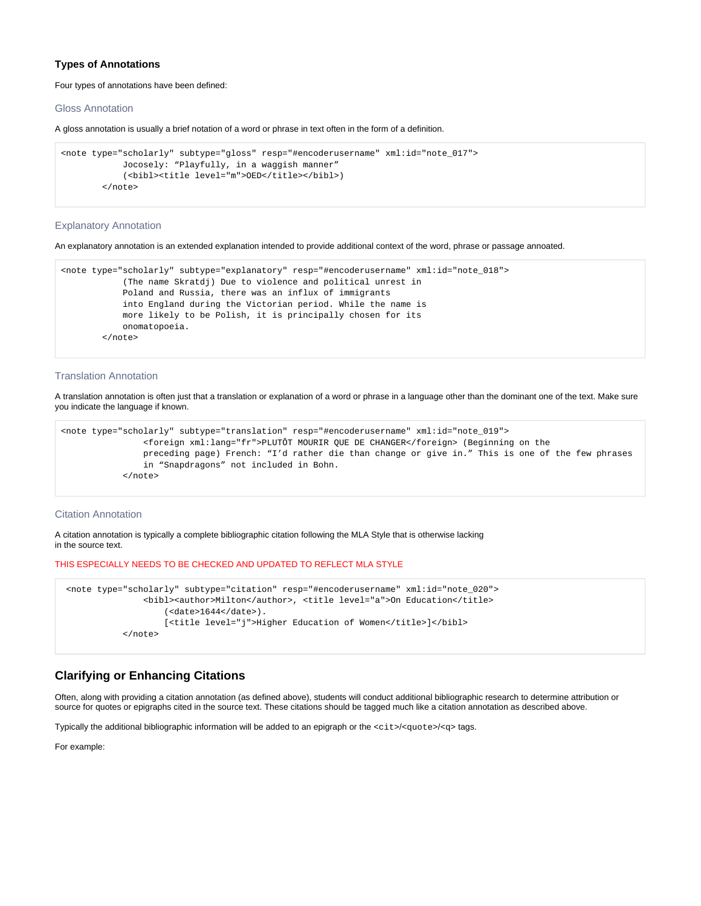### Types of Annotations

Four types of annotations have been defined:

#### Gloss Annotation

A gloss annotation is usually a brief notation of a word or phrase in text often in the form of a definition.

```
<note type="scholarly" subtype="gloss" resp="#encoderusername" xml:id="note_017">
            Jocosely: “Playfully, in a waggish manner”
            (<bibl><title level="m">OED</title></bibl>)
        </note>
```

#### Explanatory Annotation

An explanatory annotation is an extended explanation intended to provide additional context of the word, phrase or passage annoated.

```
<note type="scholarly" subtype="explanatory" resp="#encoderusername" xml:id="note_018">
            (The name Skratdj) Due to violence and political unrest in
            Poland and Russia, there was an influx of immigrants
            into England during the Victorian period. While the name is
            more likely to be Polish, it is principally chosen for its
            onomatopoeia.
        </note>
```

#### Translation Annotation

A translation annotation is often just that a translation or explanation of a word or phrase in a language other than the dominant one of the text. Make sure you indicate the language if known.

```
<note type="scholarly" subtype="translation" resp="#encoderusername" xml:id="note_019">
                <foreign xml:lang="fr">PLUTÔT MOURIR QUE DE CHANGER</foreign> (Beginning on the
                preceding page) French: “I’d rather die than change or give in.” This is one of the few phrases
                in “Snapdragons” not included in Bohn.
            </note>
```

#### Citation Annotation

A citation annotation is typically a complete bibliographic citation following the MLA Style that is otherwise lacking in the source text.

THIS ESPECIALLY NEEDS TO BE CHECKED AND UPDATED TO REFLECT MLA STYLE

```
 <note type="scholarly" subtype="citation" resp="#encoderusername" xml:id="note_020">
                <bibl><author>Milton</author>, <title level="a">On Education</title>
                    (<date>1644</date>).
                    [<title level="j">Higher Education of Women</title>]</bibl>
            </note>
```

## Clarifying or Enhancing Citations

Often, along with providing a citation annotation (as defined above), students will conduct additional bibliographic research to determine attribution or source for quotes or epigraphs cited in the source text. These citations should be tagged much like a citation annotation as described above.

Typically the additional bibliographic information will be added to an epigraph or the `<cit>`/`<quote>`/`<q>` tags.

For example: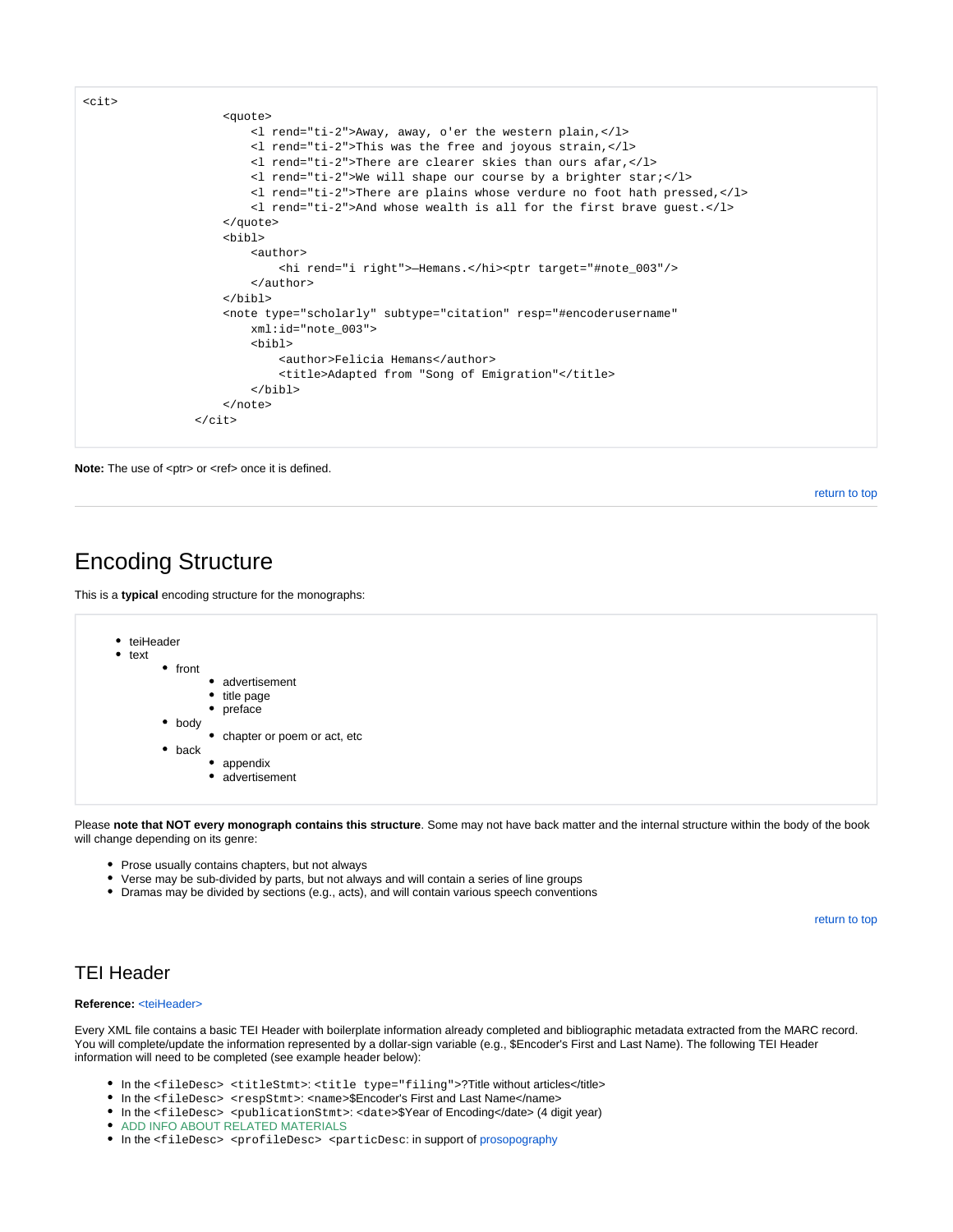```
<cit>
                    <quote>
                        <l rend="ti-2">Away, away, o'er the western plain,</l>
                        <l rend="ti-2">This was the free and joyous strain,</l>
                        <l rend="ti-2">There are clearer skies than ours afar,</l>
                        <l rend="ti-2">We will shape our course by a brighter star;</l>
                        <l rend="ti-2">There are plains whose verdure no foot hath pressed,</l>
                        <l rend="ti-2">And whose wealth is all for the first brave guest.</l>
                    </quote>
                    <bibl>
                        <author>
                            <hi rend="i right">—Hemans.</hi><ptr target="#note_003"/>
                        </author>
                    </bibl>
                    <note type="scholarly" subtype="citation" resp="#encoderusername"
                        xml:id="note_003">
                        <bibl>
                            <author>Felicia Hemans</author>
                            <title>Adapted from "Song of Emigration"</title>
                        </bibl>
                    </note>
                </cit>
```

**Note:** The use of <ptr> or <ref> once it is defined.

return to top

# Encoding Structure

This is a **typical** encoding structure for the monographs:

- teiHeader
- text
    - front
        - advertisement
        - title page
        - preface
    - body
        - chapter or poem or act, etc
    - back
        - appendix
        - advertisement

Please **note that NOT every monograph contains this structure**. Some may not have back matter and the internal structure within the body of the book will change depending on its genre:

- Prose usually contains chapters, but not always
- Verse may be sub-divided by parts, but not always and will contain a series of line groups
- Dramas may be divided by sections (e.g., acts), and will contain various speech conventions

return to top

## TEI Header

**Reference:** <teiHeader>

Every XML file contains a basic TEI Header with boilerplate information already completed and bibliographic metadata extracted from the MARC record. You will complete/update the information represented by a dollar-sign variable (e.g., $Encoder's First and Last Name). The following TEI Header information will need to be completed (see example header below):

- In the `<fileDesc> <titleStmt>`: `<title type="filing">`?Title without articles</title>
- In the `<fileDesc> <respStmt>`: <name>$Encoder's First and Last Name</name>
- In the `<fileDesc> <publicationStmt>`: <date>$Year of Encoding</date> (4 digit year)
- ADD INFO ABOUT RELATED MATERIALS
- In the `<fileDesc> <profileDesc> <particDesc>`: in support of prosopography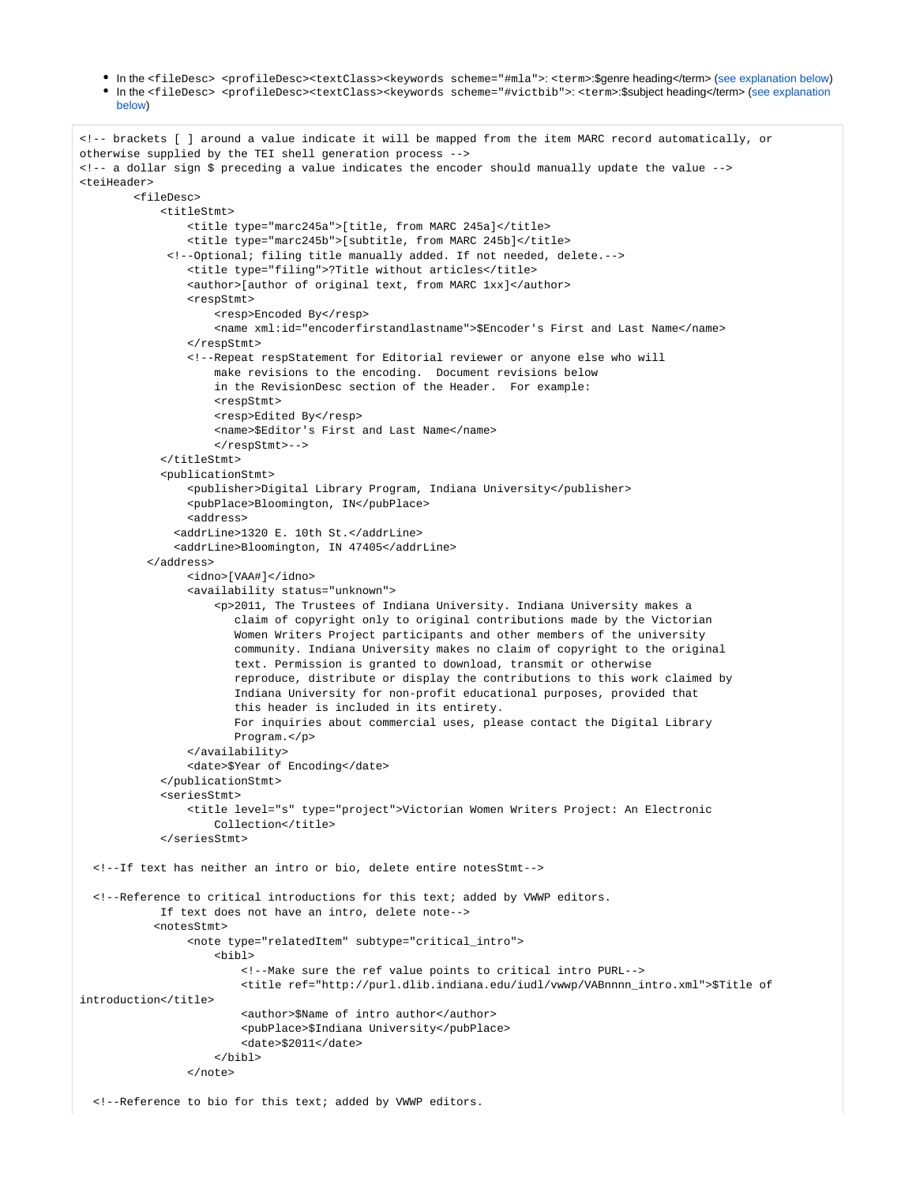- In the <fileDesc> <profileDesc><textClass><keywords scheme="#mla">: <term>:$genre heading</term> (see explanation below)
- In the <fileDesc> <profileDesc><textClass><keywords scheme="#victbib">: <term>:$subject heading</term> (see explanation below)

```
<!-- brackets [ ] around a value indicate it will be mapped from the item MARC record automatically, or
otherwise supplied by the TEI shell generation process -->
<!-- a dollar sign $ preceding a value indicates the encoder should manually update the value -->
<teiHeader>
        <fileDesc>
            <titleStmt>
                <title type="marc245a">[title, from MARC 245a]</title>
                <title type="marc245b">[subtitle, from MARC 245b]</title>
             <!--Optional; filing title manually added. If not needed, delete.-->
                <title type="filing">?Title without articles</title>
                <author>[author of original text, from MARC 1xx]</author>
                <respStmt>
                    <resp>Encoded By</resp>
                    <name xml:id="encoderfirstandlastname">$Encoder's First and Last Name</name>
                </respStmt>
                <!--Repeat respStatement for Editorial reviewer or anyone else who will
                    make revisions to the encoding.  Document revisions below
                    in the RevisionDesc section of the Header.  For example:
                    <respStmt>
                    <resp>Edited By</resp>
                    <name>$Editor's First and Last Name</name>
                    </respStmt>-->
            </titleStmt>
            <publicationStmt>
                <publisher>Digital Library Program, Indiana University</publisher>
                <pubPlace>Bloomington, IN</pubPlace>
                <address>
              <addrLine>1320 E. 10th St.</addrLine>
              <addrLine>Bloomington, IN 47405</addrLine>
          </address>
                <idno>[VAA#]</idno>
                <availability status="unknown">
                    <p>2011, The Trustees of Indiana University. Indiana University makes a
                       claim of copyright only to original contributions made by the Victorian
                       Women Writers Project participants and other members of the university
                       community. Indiana University makes no claim of copyright to the original
                       text. Permission is granted to download, transmit or otherwise
                       reproduce, distribute or display the contributions to this work claimed by
                       Indiana University for non-profit educational purposes, provided that
                       this header is included in its entirety.
                       For inquiries about commercial uses, please contact the Digital Library
                       Program.</p>
                </availability>
                <date>$Year of Encoding</date>
            </publicationStmt>
            <seriesStmt>
                <title level="s" type="project">Victorian Women Writers Project: An Electronic
                    Collection</title>
            </seriesStmt>

  <!--If text has neither an intro or bio, delete entire notesStmt-->

  <!--Reference to critical introductions for this text; added by VWWP editors.
            If text does not have an intro, delete note-->
           <notesStmt>
                <note type="relatedItem" subtype="critical_intro">
                    <bibl>
                        <!--Make sure the ref value points to critical intro PURL-->
                        <title ref="http://purl.dlib.indiana.edu/iudl/vwwp/VABnnnn_intro.xml">$Title of
introduction</title>
                        <author>$Name of intro author</author>
                        <pubPlace>$Indiana University</pubPlace>
                        <date>$2011</date>
                    </bibl>
                </note>

  <!--Reference to bio for this text; added by VWWP editors.
```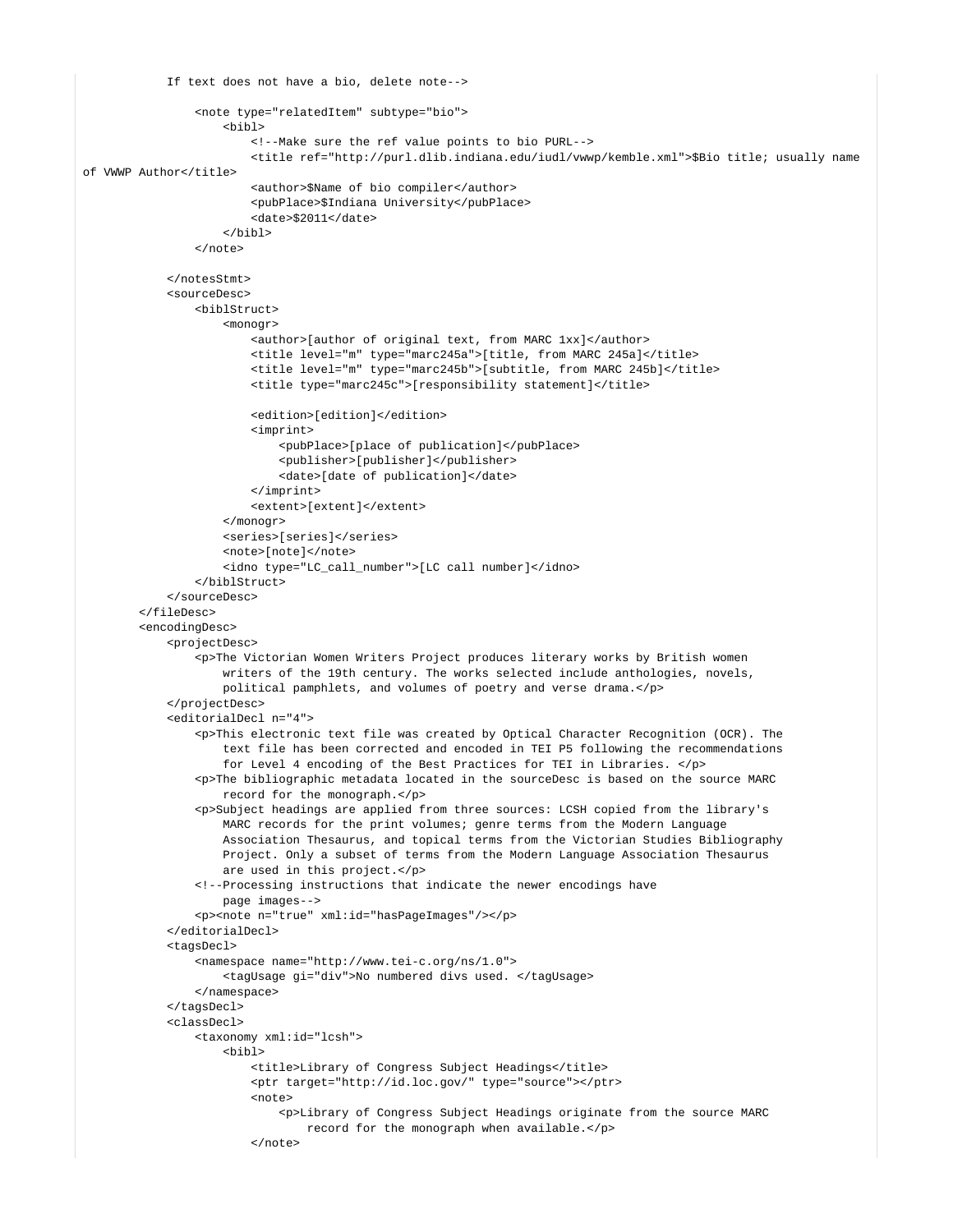```
            If text does not have a bio, delete note-->

                <note type="relatedItem" subtype="bio">
                    <bibl>
                        <!--Make sure the ref value points to bio PURL-->
                        <title ref="http://purl.dlib.indiana.edu/iudl/vwwp/kemble.xml">$Bio title; usually name
of VWWP Author</title>
                        <author>$Name of bio compiler</author>
                        <pubPlace>$Indiana University</pubPlace>
                        <date>$2011</date>
                    </bibl>
                </note>

            </notesStmt>
            <sourceDesc>
                <biblStruct>
                    <monogr>
                        <author>[author of original text, from MARC 1xx]</author>
                        <title level="m" type="marc245a">[title, from MARC 245a]</title>
                        <title level="m" type="marc245b">[subtitle, from MARC 245b]</title>
                        <title type="marc245c">[responsibility statement]</title>

                        <edition>[edition]</edition>
                        <imprint>
                            <pubPlace>[place of publication]</pubPlace>
                            <publisher>[publisher]</publisher>
                            <date>[date of publication]</date>
                        </imprint>
                        <extent>[extent]</extent>
                    </monogr>
                    <series>[series]</series>
                    <note>[note]</note>
                    <idno type="LC_call_number">[LC call number]</idno>
                </biblStruct>
            </sourceDesc>
        </fileDesc>
        <encodingDesc>
            <projectDesc>
                <p>The Victorian Women Writers Project produces literary works by British women
                    writers of the 19th century. The works selected include anthologies, novels,
                    political pamphlets, and volumes of poetry and verse drama.</p>
            </projectDesc>
            <editorialDecl n="4">
                <p>This electronic text file was created by Optical Character Recognition (OCR). The
                    text file has been corrected and encoded in TEI P5 following the recommendations
                    for Level 4 encoding of the Best Practices for TEI in Libraries. </p>
                <p>The bibliographic metadata located in the sourceDesc is based on the source MARC
                    record for the monograph.</p>
                <p>Subject headings are applied from three sources: LCSH copied from the library's
                    MARC records for the print volumes; genre terms from the Modern Language
                    Association Thesaurus, and topical terms from the Victorian Studies Bibliography
                    Project. Only a subset of terms from the Modern Language Association Thesaurus
                    are used in this project.</p>
                <!--Processing instructions that indicate the newer encodings have
                    page images-->
                <p><note n="true" xml:id="hasPageImages"/></p>
            </editorialDecl>
            <tagsDecl>
                <namespace name="http://www.tei-c.org/ns/1.0">
                    <tagUsage gi="div">No numbered divs used. </tagUsage>
                </namespace>
            </tagsDecl>
            <classDecl>
                <taxonomy xml:id="lcsh">
                    <bibl>
                        <title>Library of Congress Subject Headings</title>
                        <ptr target="http://id.loc.gov/" type="source"></ptr>
                        <note>
                            <p>Library of Congress Subject Headings originate from the source MARC
                                record for the monograph when available.</p>
                        </note>
```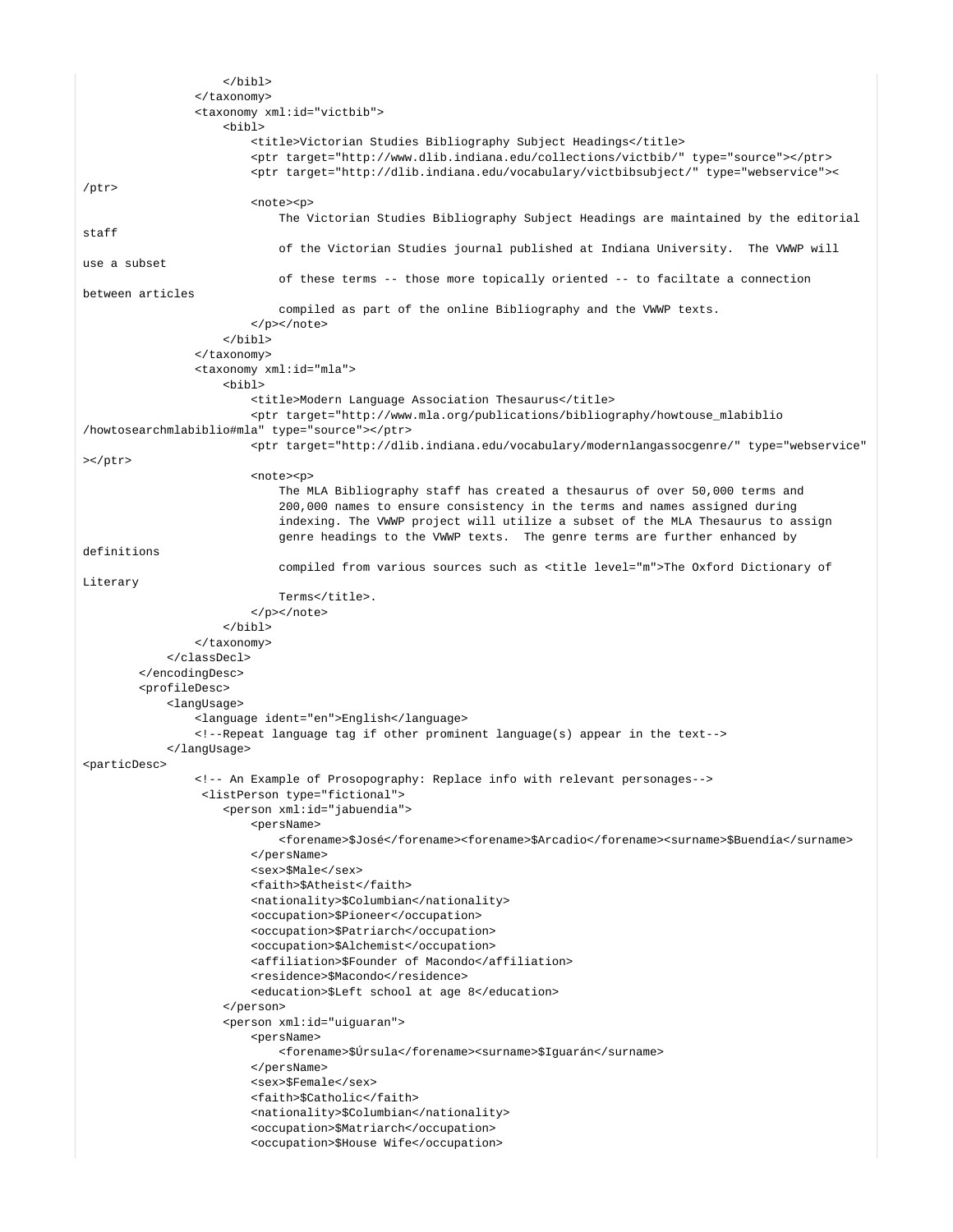```
                </bibl>
            </taxonomy>
            <taxonomy xml:id="victbib">
                <bibl>
                    <title>Victorian Studies Bibliography Subject Headings</title>
                    <ptr target="http://www.dlib.indiana.edu/collections/victbib/" type="source"></ptr>
                    <ptr target="http://dlib.indiana.edu/vocabulary/victbibsubject/" type="webservice"><
/ptr>
                    <note><p>
                        The Victorian Studies Bibliography Subject Headings are maintained by the editorial
staff
                        of the Victorian Studies journal published at Indiana University.  The VWWP will
use a subset
                        of these terms -- those more topically oriented -- to faciltate a connection
between articles
                        compiled as part of the online Bibliography and the VWWP texts.
                    </p></note>
                </bibl>
            </taxonomy>
            <taxonomy xml:id="mla">
                <bibl>
                    <title>Modern Language Association Thesaurus</title>
                    <ptr target="http://www.mla.org/publications/bibliography/howtouse_mlabiblio
/howtosearchmlabiblio#mla" type="source"></ptr>
                    <ptr target="http://dlib.indiana.edu/vocabulary/modernlangassocgenre/" type="webservice"
></ptr>
                    <note><p>
                        The MLA Bibliography staff has created a thesaurus of over 50,000 terms and
                        200,000 names to ensure consistency in the terms and names assigned during
                        indexing. The VWWP project will utilize a subset of the MLA Thesaurus to assign
                        genre headings to the VWWP texts.  The genre terms are further enhanced by
definitions
                        compiled from various sources such as <title level="m">The Oxford Dictionary of
Literary
                        Terms</title>.
                    </p></note>
                </bibl>
            </taxonomy>
        </classDecl>
    </encodingDesc>
    <profileDesc>
        <langUsage>
            <language ident="en">English</language>
            <!--Repeat language tag if other prominent language(s) appear in the text-->
        </langUsage>
<particDesc>
            <!-- An Example of Prosopography: Replace info with relevant personages-->
             <listPerson type="fictional">
                <person xml:id="jabuendia">
                    <persName>
                        <forename>$José</forename><forename>$Arcadio</forename><surname>$Buendía</surname>
                    </persName>
                    <sex>$Male</sex>
                    <faith>$Atheist</faith>
                    <nationality>$Columbian</nationality>
                    <occupation>$Pioneer</occupation>
                    <occupation>$Patriarch</occupation>
                    <occupation>$Alchemist</occupation>
                    <affiliation>$Founder of Macondo</affiliation>
                    <residence>$Macondo</residence>
                    <education>$Left school at age 8</education>
                </person>
                <person xml:id="uiguaran">
                    <persName>
                        <forename>$Úrsula</forename><surname>$Iguarán</surname>
                    </persName>
                    <sex>$Female</sex>
                    <faith>$Catholic</faith>
                    <nationality>$Columbian</nationality>
                    <occupation>$Matriarch</occupation>
                    <occupation>$House Wife</occupation>
```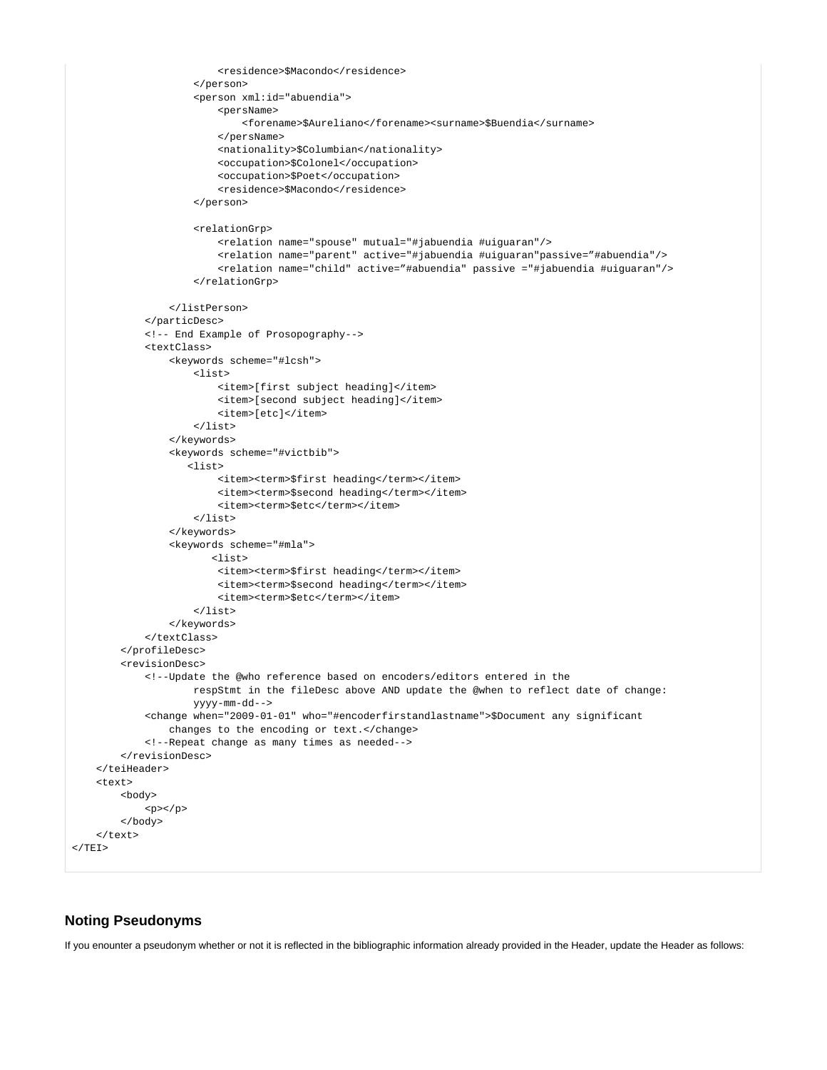```
                    <residence>$Macondo</residence>
                </person>
                <person xml:id="abuendia">
                    <persName>
                        <forename>$Aureliano</forename><surname>$Buendia</surname>
                    </persName>
                    <nationality>$Columbian</nationality>
                    <occupation>$Colonel</occupation>
                    <occupation>$Poet</occupation>
                    <residence>$Macondo</residence>
                </person>

                <relationGrp>
                    <relation name="spouse" mutual="#jabuendia #uiguaran"/>
                    <relation name="parent" active="#jabuendia #uiguaran"passive="#abuendia"/>
                    <relation name="child" active="#abuendia" passive ="#jabuendia #uiguaran"/>
                </relationGrp>

            </listPerson>
        </particDesc>
        <!-- End Example of Prosopography-->
        <textClass>
            <keywords scheme="#lcsh">
                <list>
                    <item>[first subject heading]</item>
                    <item>[second subject heading]</item>
                    <item>[etc]</item>
                </list>
            </keywords>
            <keywords scheme="#victbib">
               <list>
                    <item><term>$first heading</term></item>
                    <item><term>$second heading</term></item>
                    <item><term>$etc</term></item>
                </list>
            </keywords>
            <keywords scheme="#mla">
                   <list>
                    <item><term>$first heading</term></item>
                    <item><term>$second heading</term></item>
                    <item><term>$etc</term></item>
                </list>
            </keywords>
        </textClass>
    </profileDesc>
    <revisionDesc>
        <!--Update the @who reference based on encoders/editors entered in the
                respStmt in the fileDesc above AND update the @when to reflect date of change:
                yyyy-mm-dd-->
        <change when="2009-01-01" who="#encoderfirstandlastname">$Document any significant
            changes to the encoding or text.</change>
        <!--Repeat change as many times as needed-->
    </revisionDesc>
</teiHeader>
<text>
    <body>
        <p></p>
    </body>
</text>
</TEI>
```

### Noting Pseudonyms

If you enounter a pseudonym whether or not it is reflected in the bibliographic information already provided in the Header, update the Header as follows: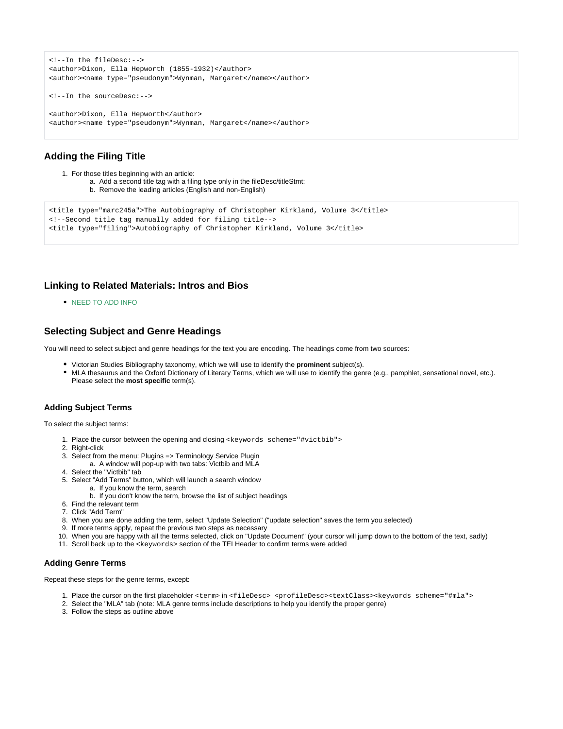```
<!--In the fileDesc:-->
<author>Dixon, Ella Hepworth (1855-1932)</author>
<author><name type="pseudonym">Wynman, Margaret</name></author>

<!--In the sourceDesc:-->

<author>Dixon, Ella Hepworth</author>
<author><name type="pseudonym">Wynman, Margaret</name></author>
```

### Adding the Filing Title

1. For those titles beginning with an article:
   a. Add a second title tag with a filing type only in the fileDesc/titleStmt:
   b. Remove the leading articles (English and non-English)

```
<title type="marc245a">The Autobiography of Christopher Kirkland, Volume 3</title>
<!--Second title tag manually added for filing title-->
<title type="filing">Autobiography of Christopher Kirkland, Volume 3</title>
```

### Linking to Related Materials: Intros and Bios

- NEED TO ADD INFO

### Selecting Subject and Genre Headings

You will need to select subject and genre headings for the text you are encoding. The headings come from two sources:

- Victorian Studies Bibliography taxonomy, which we will use to identify the **prominent** subject(s).
- MLA thesaurus and the Oxford Dictionary of Literary Terms, which we will use to identify the genre (e.g., pamphlet, sensational novel, etc.). Please select the **most specific** term(s).

#### Adding Subject Terms

To select the subject terms:

1. Place the cursor between the opening and closing `<keywords scheme="#victbib">`
2. Right-click
3. Select from the menu: Plugins => Terminology Service Plugin
   a. A window will pop-up with two tabs: Victbib and MLA
4. Select the "Victbib" tab
5. Select "Add Terms" button, which will launch a search window
   a. If you know the term, search
   b. If you don't know the term, browse the list of subject headings
6. Find the relevant term
7. Click "Add Term"
8. When you are done adding the term, select "Update Selection" ("update selection" saves the term you selected)
9. If more terms apply, repeat the previous two steps as necessary
10. When you are happy with all the terms selected, click on "Update Document" (your cursor will jump down to the bottom of the text, sadly)
11. Scroll back up to the `<keywords>` section of the TEI Header to confirm terms were added

#### Adding Genre Terms

Repeat these steps for the genre terms, except:

1. Place the cursor on the first placeholder `<term>` in `<fileDesc> <profileDesc><textClass><keywords scheme="#mla">`
2. Select the "MLA" tab (note: MLA genre terms include descriptions to help you identify the proper genre)
3. Follow the steps as outline above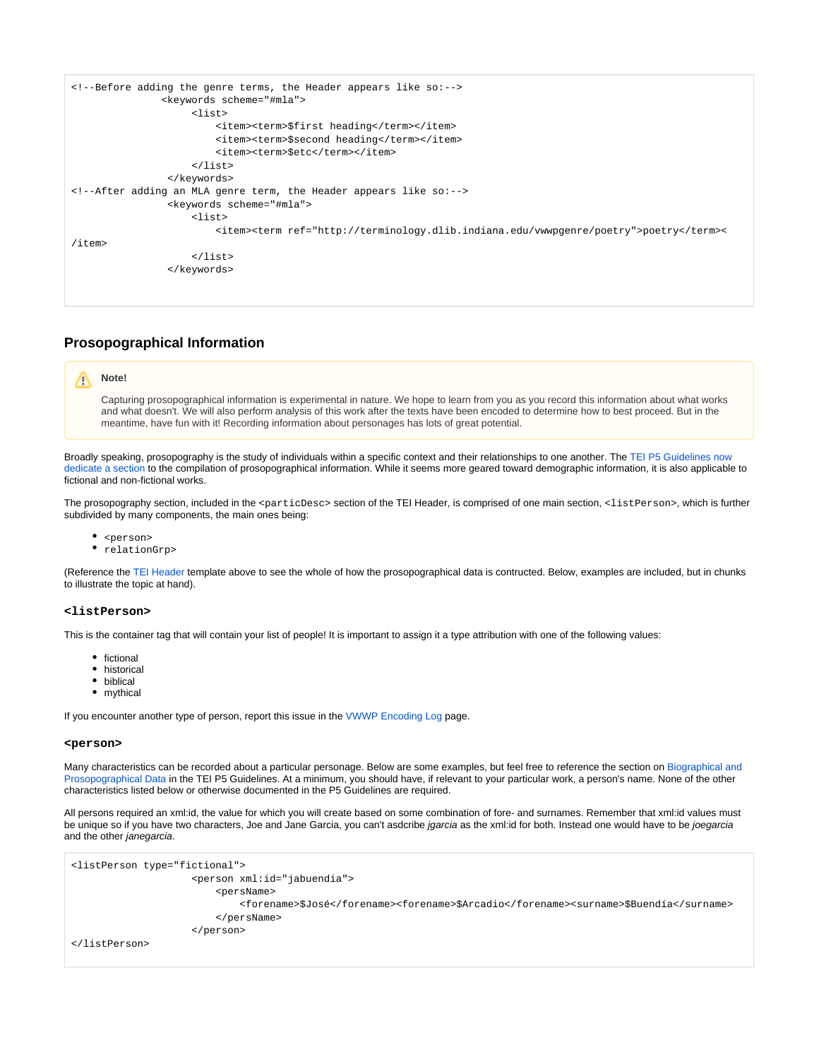```
<!--Before adding the genre terms, the Header appears like so:-->
               <keywords scheme="#mla">
                    <list>
                        <item><term>$first heading</term></item>
                        <item><term>$second heading</term></item>
                        <item><term>$etc</term></item>
                    </list>
                </keywords>
<!--After adding an MLA genre term, the Header appears like so:-->
                <keywords scheme="#mla">
                    <list>
                        <item><term ref="http://terminology.dlib.indiana.edu/vwwpgenre/poetry">poetry</term><
/item>
                    </list>
                </keywords>
```

## Prosopographical Information

> **Note!**
>
> Capturing prosopographical information is experimental in nature. We hope to learn from you as you record this information about what works and what doesn't. We will also perform analysis of this work after the texts have been encoded to determine how to best proceed. But in the meantime, have fun with it! Recording information about personages has lots of great potential.

Broadly speaking, prosopography is the study of individuals within a specific context and their relationships to one another. The TEI P5 Guidelines now dedicate a section to the compilation of prosopographical information. While it seems more geared toward demographic information, it is also applicable to fictional and non-fictional works.

The prosopography section, included in the `<particDesc>` section of the TEI Header, is comprised of one main section, `<listPerson>`, which is further subdivided by many components, the main ones being:

- `<person>`
- `relationGrp>`

(Reference the TEI Header template above to see the whole of how the prosopographical data is contructed. Below, examples are included, but in chunks to illustrate the topic at hand).

### <listPerson>

This is the container tag that will contain your list of people! It is important to assign it a type attribution with one of the following values:

- fictional
- historical
- biblical
- mythical

If you encounter another type of person, report this issue in the VWWP Encoding Log page.

### <person>

Many characteristics can be recorded about a particular personage. Below are some examples, but feel free to reference the section on Biographical and Prosopographical Data in the TEI P5 Guidelines. At a minimum, you should have, if relevant to your particular work, a person's name. None of the other characteristics listed below or otherwise documented in the P5 Guidelines are required.

All persons required an xml:id, the value for which you will create based on some combination of fore- and surnames. Remember that xml:id values must be unique so if you have two characters, Joe and Jane Garcia, you can't asdcribe *jgarcia* as the xml:id for both. Instead one would have to be *joegarcia* and the other *janegarcia*.

```
<listPerson type="fictional">
                    <person xml:id="jabuendia">
                        <persName>
                            <forename>$José</forename><forename>$Arcadio</forename><surname>$Buendía</surname>
                        </persName>
                    </person>
</listPerson>
```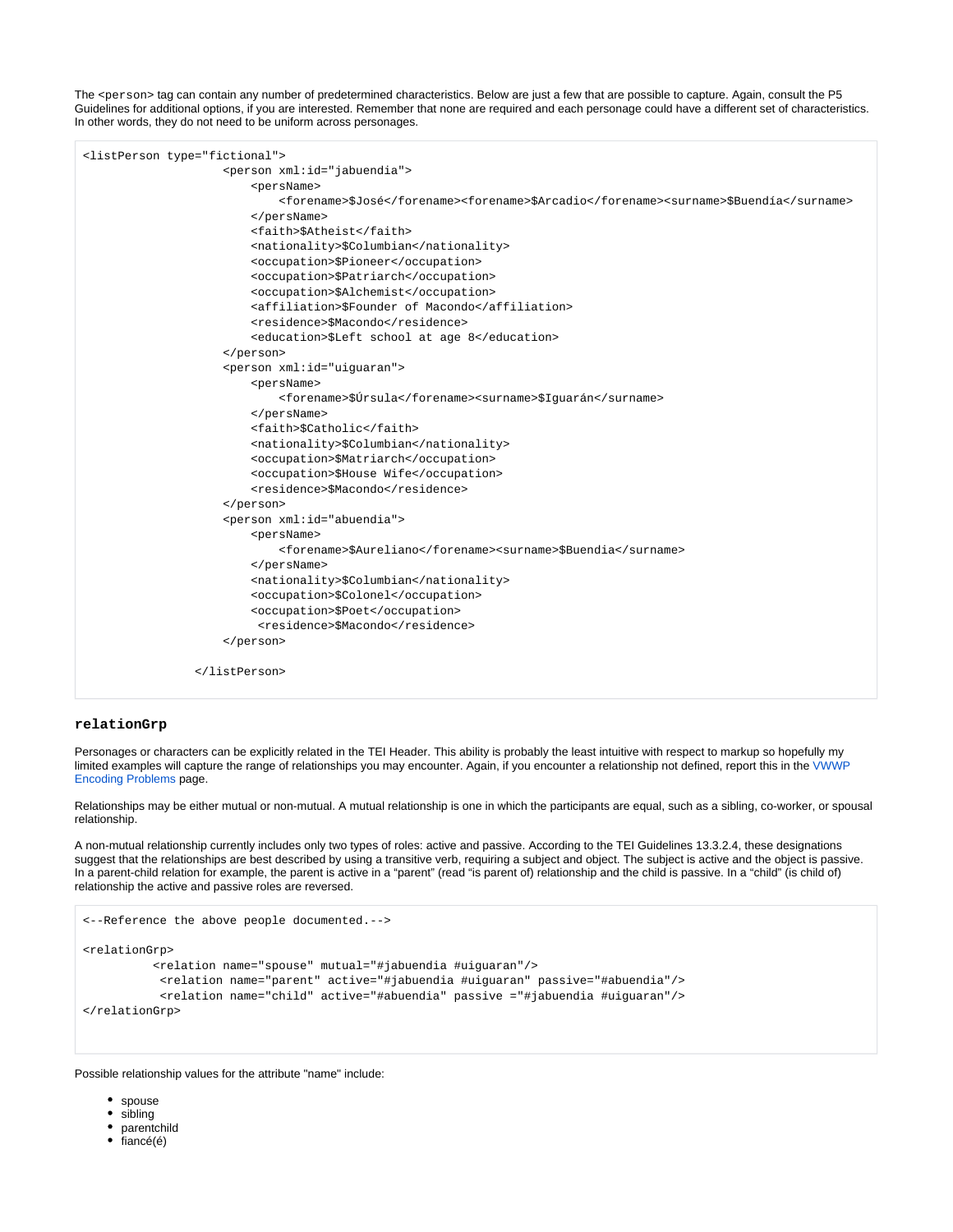The <person> tag can contain any number of predetermined characteristics. Below are just a few that are possible to capture. Again, consult the P5 Guidelines for additional options, if you are interested. Remember that none are required and each personage could have a different set of characteristics. In other words, they do not need to be uniform across personages.

```
<listPerson type="fictional">
                    <person xml:id="jabuendia">
                        <persName>
                            <forename>$José</forename><forename>$Arcadio</forename><surname>$Buendía</surname>
                        </persName>
                        <faith>$Atheist</faith>
                        <nationality>$Columbian</nationality>
                        <occupation>$Pioneer</occupation>
                        <occupation>$Patriarch</occupation>
                        <occupation>$Alchemist</occupation>
                        <affiliation>$Founder of Macondo</affiliation>
                        <residence>$Macondo</residence>
                        <education>$Left school at age 8</education>
                    </person>
                    <person xml:id="uiguaran">
                        <persName>
                            <forename>$Úrsula</forename><surname>$Iguarán</surname>
                        </persName>
                        <faith>$Catholic</faith>
                        <nationality>$Columbian</nationality>
                        <occupation>$Matriarch</occupation>
                        <occupation>$House Wife</occupation>
                        <residence>$Macondo</residence>
                    </person>
                    <person xml:id="abuendia">
                        <persName>
                            <forename>$Aureliano</forename><surname>$Buendia</surname>
                        </persName>
                        <nationality>$Columbian</nationality>
                        <occupation>$Colonel</occupation>
                        <occupation>$Poet</occupation>
                         <residence>$Macondo</residence>
                    </person>

                </listPerson>
```

### relationGrp

Personages or characters can be explicitly related in the TEI Header. This ability is probably the least intuitive with respect to markup so hopefully my limited examples will capture the range of relationships you may encounter. Again, if you encounter a relationship not defined, report this in the VWWP Encoding Problems page.

Relationships may be either mutual or non-mutual. A mutual relationship is one in which the participants are equal, such as a sibling, co-worker, or spousal relationship.

A non-mutual relationship currently includes only two types of roles: active and passive. According to the TEI Guidelines 13.3.2.4, these designations suggest that the relationships are best described by using a transitive verb, requiring a subject and object. The subject is active and the object is passive. In a parent-child relation for example, the parent is active in a "parent" (read "is parent of) relationship and the child is passive. In a "child" (is child of) relationship the active and passive roles are reversed.

```
<--Reference the above people documented.-->

<relationGrp>
          <relation name="spouse" mutual="#jabuendia #uiguaran"/>
           <relation name="parent" active="#jabuendia #uiguaran" passive="#abuendia"/>
           <relation name="child" active="#abuendia" passive ="#jabuendia #uiguaran"/>
</relationGrp>
```

Possible relationship values for the attribute "name" include:

- spouse
- sibling
- parentchild
- fiancé(é)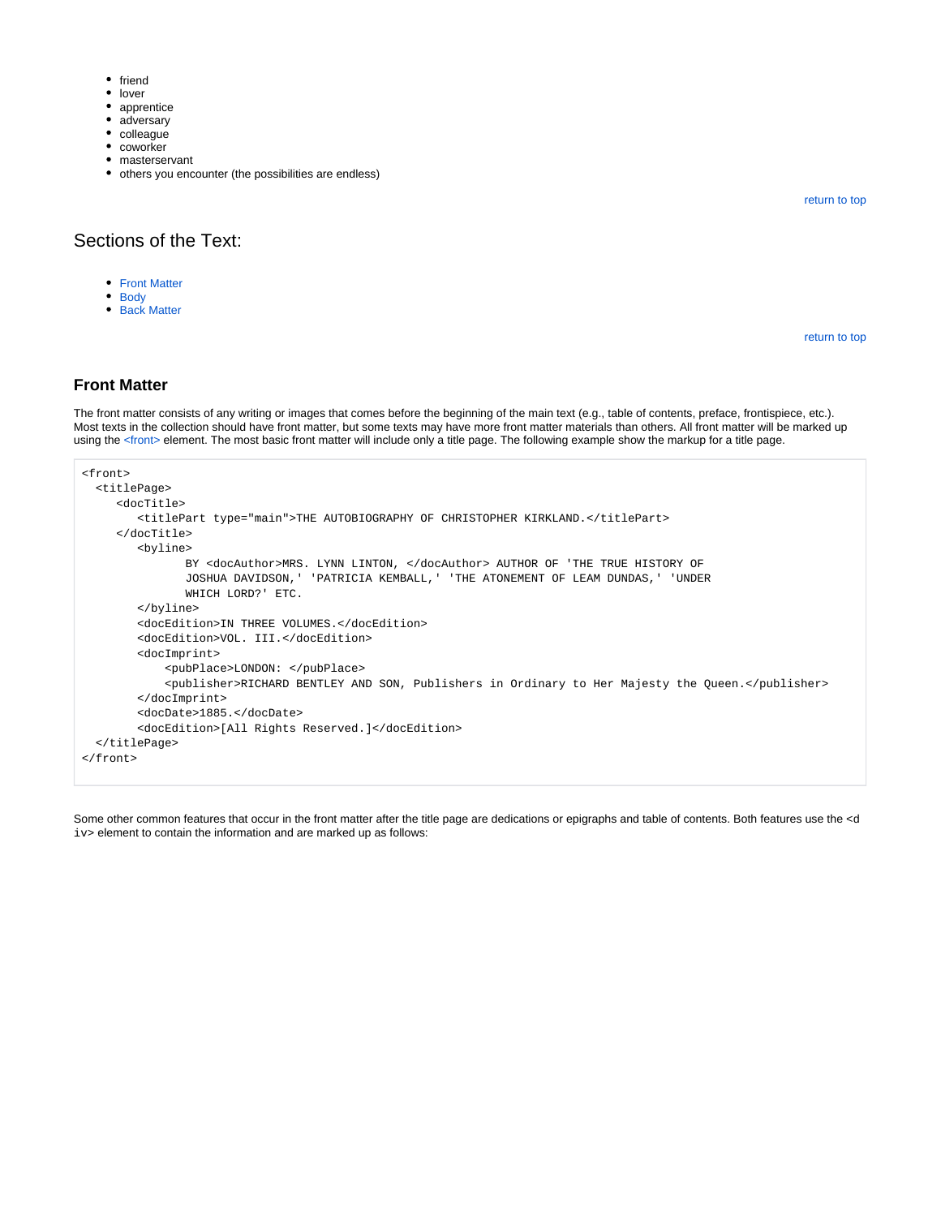- friend
- lover
- apprentice
- adversary
- colleague
- coworker
- masterservant
- others you encounter (the possibilities are endless)

return to top

## Sections of the Text:

- Front Matter
- Body
- Back Matter

return to top

### Front Matter

The front matter consists of any writing or images that comes before the beginning of the main text (e.g., table of contents, preface, frontispiece, etc.). Most texts in the collection should have front matter, but some texts may have more front matter materials than others. All front matter will be marked up using the <front> element. The most basic front matter will include only a title page. The following example show the markup for a title page.

```
<front>
  <titlePage>
     <docTitle>
        <titlePart type="main">THE AUTOBIOGRAPHY OF CHRISTOPHER KIRKLAND.</titlePart>
     </docTitle>
        <byline>
               BY <docAuthor>MRS. LYNN LINTON, </docAuthor> AUTHOR OF 'THE TRUE HISTORY OF
               JOSHUA DAVIDSON,' 'PATRICIA KEMBALL,' 'THE ATONEMENT OF LEAM DUNDAS,' 'UNDER
               WHICH LORD?' ETC.
        </byline>
        <docEdition>IN THREE VOLUMES.</docEdition>
        <docEdition>VOL. III.</docEdition>
        <docImprint>
            <pubPlace>LONDON: </pubPlace>
            <publisher>RICHARD BENTLEY AND SON, Publishers in Ordinary to Her Majesty the Queen.</publisher>
        </docImprint>
        <docDate>1885.</docDate>
        <docEdition>[All Rights Reserved.]</docEdition>
  </titlePage>
</front>
```

Some other common features that occur in the front matter after the title page are dedications or epigraphs and table of contents. Both features use the <div> element to contain the information and are marked up as follows: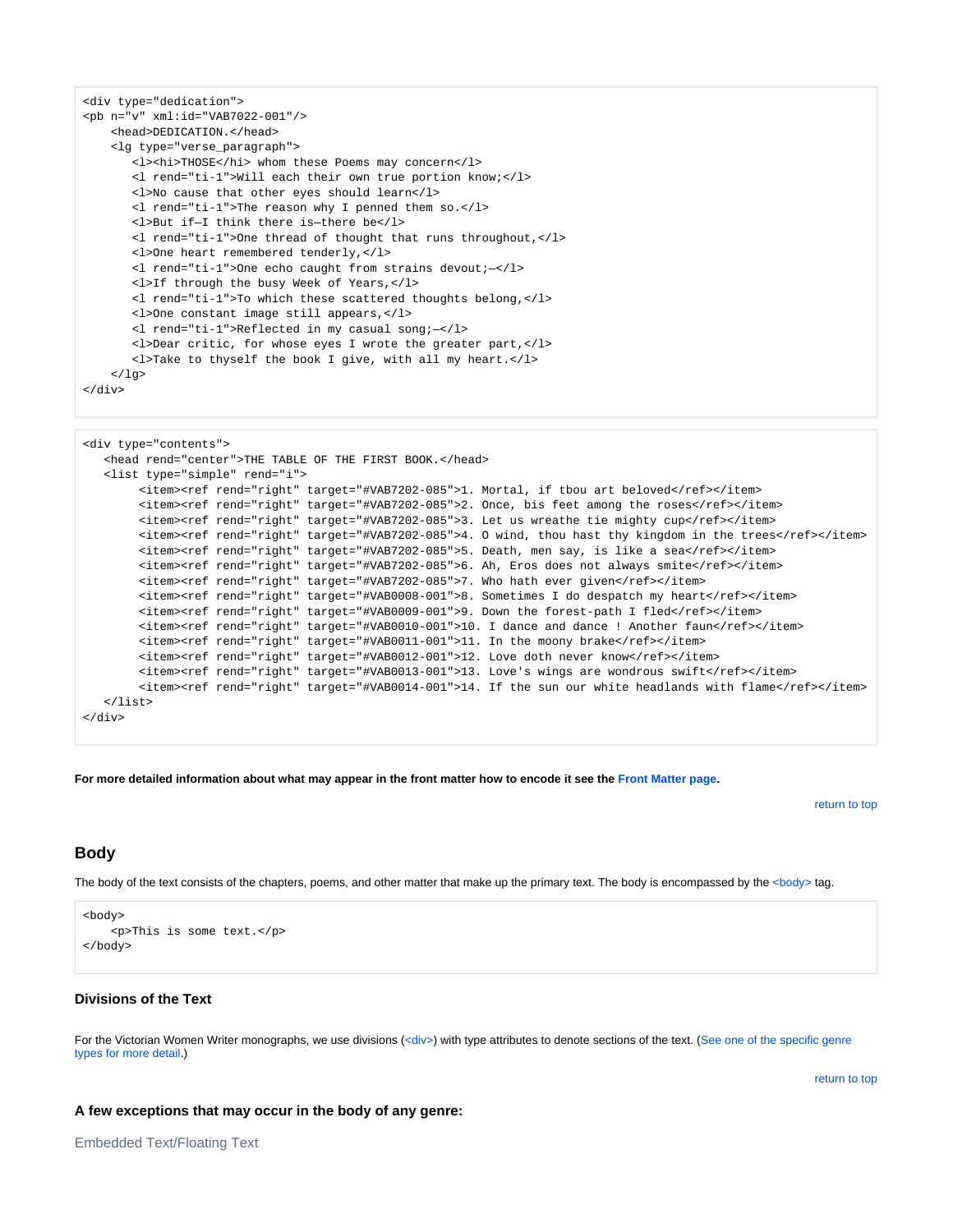```
<div type="dedication">
<pb n="v" xml:id="VAB7022-001"/>
    <head>DEDICATION.</head>
    <lg type="verse_paragraph">
       <l><hi>THOSE</hi> whom these Poems may concern</l>
       <l rend="ti-1">Will each their own true portion know;</l>
       <l>No cause that other eyes should learn</l>
       <l rend="ti-1">The reason why I penned them so.</l>
       <l>But if—I think there is—there be</l>
       <l rend="ti-1">One thread of thought that runs throughout,</l>
       <l>One heart remembered tenderly,</l>
       <l rend="ti-1">One echo caught from strains devout;—</l>
       <l>If through the busy Week of Years,</l>
       <l rend="ti-1">To which these scattered thoughts belong,</l>
       <l>One constant image still appears,</l>
       <l rend="ti-1">Reflected in my casual song;—</l>
       <l>Dear critic, for whose eyes I wrote the greater part,</l>
       <l>Take to thyself the book I give, with all my heart.</l>
    </lg>
</div>
```

```
<div type="contents">
   <head rend="center">THE TABLE OF THE FIRST BOOK.</head>
   <list type="simple" rend="i">
        <item><ref rend="right" target="#VAB7202-085">1. Mortal, if tbou art beloved</ref></item>
        <item><ref rend="right" target="#VAB7202-085">2. Once, bis feet among the roses</ref></item>
        <item><ref rend="right" target="#VAB7202-085">3. Let us wreathe tie mighty cup</ref></item>
        <item><ref rend="right" target="#VAB7202-085">4. O wind, thou hast thy kingdom in the trees</ref></item>
        <item><ref rend="right" target="#VAB7202-085">5. Death, men say, is like a sea</ref></item>
        <item><ref rend="right" target="#VAB7202-085">6. Ah, Eros does not always smite</ref></item>
        <item><ref rend="right" target="#VAB7202-085">7. Who hath ever given</ref></item>
        <item><ref rend="right" target="#VAB0008-001">8. Sometimes I do despatch my heart</ref></item>
        <item><ref rend="right" target="#VAB0009-001">9. Down the forest-path I fled</ref></item>
        <item><ref rend="right" target="#VAB0010-001">10. I dance and dance ! Another faun</ref></item>
        <item><ref rend="right" target="#VAB0011-001">11. In the moony brake</ref></item>
        <item><ref rend="right" target="#VAB0012-001">12. Love doth never know</ref></item>
        <item><ref rend="right" target="#VAB0013-001">13. Love's wings are wondrous swift</ref></item>
        <item><ref rend="right" target="#VAB0014-001">14. If the sun our white headlands with flame</ref></item>
   </list>
</div>
```

**For more detailed information about what may appear in the front matter how to encode it see the Front Matter page.**

return to top

## Body

The body of the text consists of the chapters, poems, and other matter that make up the primary text. The body is encompassed by the <body> tag.

```
<body>
    <p>This is some text.</p>
</body>
```

### Divisions of the Text

For the Victorian Women Writer monographs, we use divisions (<div>) with type attributes to denote sections of the text. (See one of the specific genre types for more detail.)

return to top

### A few exceptions that may occur in the body of any genre:

Embedded Text/Floating Text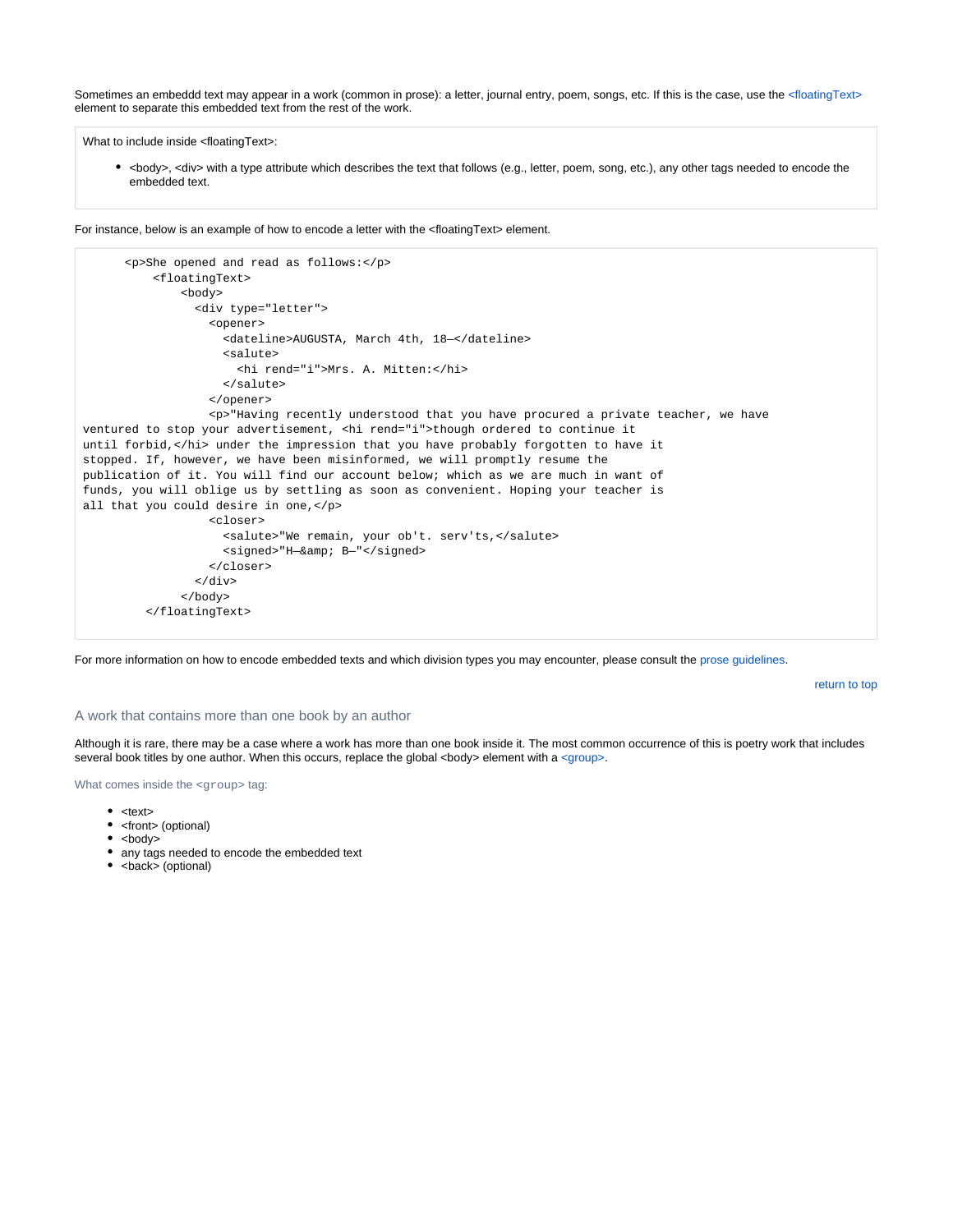Sometimes an embeddd text may appear in a work (common in prose): a letter, journal entry, poem, songs, etc. If this is the case, use the <floatingText> element to separate this embedded text from the rest of the work.

What to include inside <floatingText>:

- <body>, <div> with a type attribute which describes the text that follows (e.g., letter, poem, song, etc.), any other tags needed to encode the embedded text.

For instance, below is an example of how to encode a letter with the <floatingText> element.

```
      <p>She opened and read as follows:</p>
          <floatingText>
              <body>
                <div type="letter">
                  <opener>
                    <dateline>AUGUSTA, March 4th, 18—</dateline>
                    <salute>
                      <hi rend="i">Mrs. A. Mitten:</hi>
                    </salute>
                  </opener>
                  <p>"Having recently understood that you have procured a private teacher, we have
ventured to stop your advertisement, <hi rend="i">though ordered to continue it
until forbid,</hi> under the impression that you have probably forgotten to have it
stopped. If, however, we have been misinformed, we will promptly resume the
publication of it. You will find our account below; which as we are much in want of
funds, you will oblige us by settling as soon as convenient. Hoping your teacher is
all that you could desire in one,</p>
                  <closer>
                    <salute>"We remain, your ob't. serv'ts,</salute>
                    <signed>"H—&amp; B—"</signed>
                  </closer>
                </div>
              </body>
         </floatingText>
```

For more information on how to encode embedded texts and which division types you may encounter, please consult the prose guidelines.

return to top

## A work that contains more than one book by an author

Although it is rare, there may be a case where a work has more than one book inside it. The most common occurrence of this is poetry work that includes several book titles by one author. When this occurs, replace the global <body> element with a <group>.

What comes inside the `<group>` tag:

- <text>
- <front> (optional)
- <body>
- any tags needed to encode the embedded text
- <back> (optional)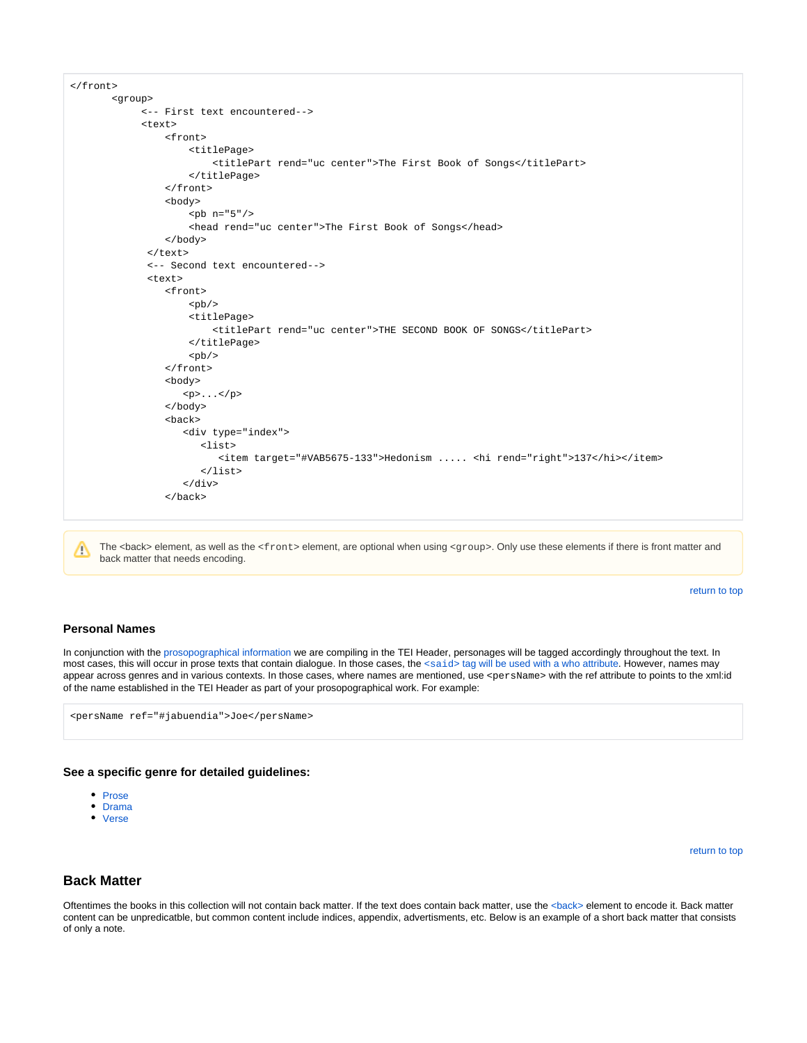```
</front>
       <group>
            <-- First text encountered-->
            <text>
                <front>
                    <titlePage>
                        <titlePart rend="uc center">The First Book of Songs</titlePart>
                    </titlePage>
                </front>
                <body>
                    <pb n="5"/>
                    <head rend="uc center">The First Book of Songs</head>
                </body>
             </text>
             <-- Second text encountered-->
             <text>
                <front>
                    <pb/>
                    <titlePage>
                        <titlePart rend="uc center">THE SECOND BOOK OF SONGS</titlePart>
                    </titlePage>
                    <pb/>
                </front>
                <body>
                   <p>...</p>
                </body>
                <back>
                   <div type="index">
                      <list>
                         <item target="#VAB5675-133">Hedonism ..... <hi rend="right">137</hi></item>
                      </list>
                   </div>
                </back>
```

The <back> element, as well as the `<front>` element, are optional when using `<group>`. Only use these elements if there is front matter and back matter that needs encoding.

return to top

### Personal Names

In conjunction with the prosopographical information we are compiling in the TEI Header, personages will be tagged accordingly throughout the text. In most cases, this will occur in prose texts that contain dialogue. In those cases, the `<said>` tag will be used with a who attribute. However, names may appear across genres and in various contexts. In those cases, where names are mentioned, use `<persName>` with the ref attribute to points to the xml:id of the name established in the TEI Header as part of your prosopographical work. For example:

```
<persName ref="#jabuendia">Joe</persName>
```

### See a specific genre for detailed guidelines:

- Prose
- Drama
- Verse

return to top

## Back Matter

Oftentimes the books in this collection will not contain back matter. If the text does contain back matter, use the <back> element to encode it. Back matter content can be unpredicatble, but common content include indices, appendix, advertisments, etc. Below is an example of a short back matter that consists of only a note.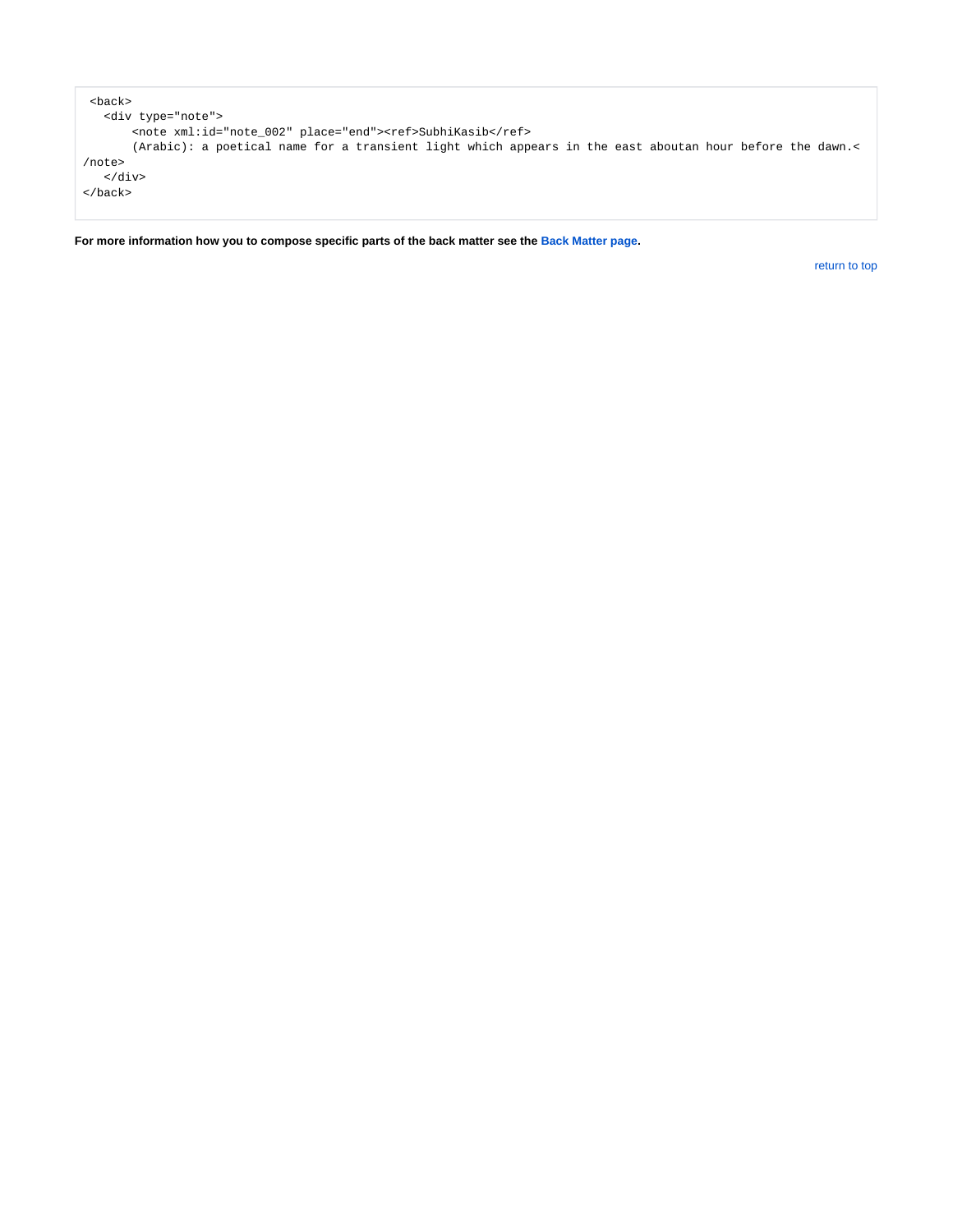```
 <back>
   <div type="note">
       <note xml:id="note_002" place="end"><ref>SubhiKasib</ref>
       (Arabic): a poetical name for a transient light which appears in the east aboutan hour before the dawn.<
/note>
   </div>
</back>
```

**For more information how you to compose specific parts of the back matter see the Back Matter page.**

return to top